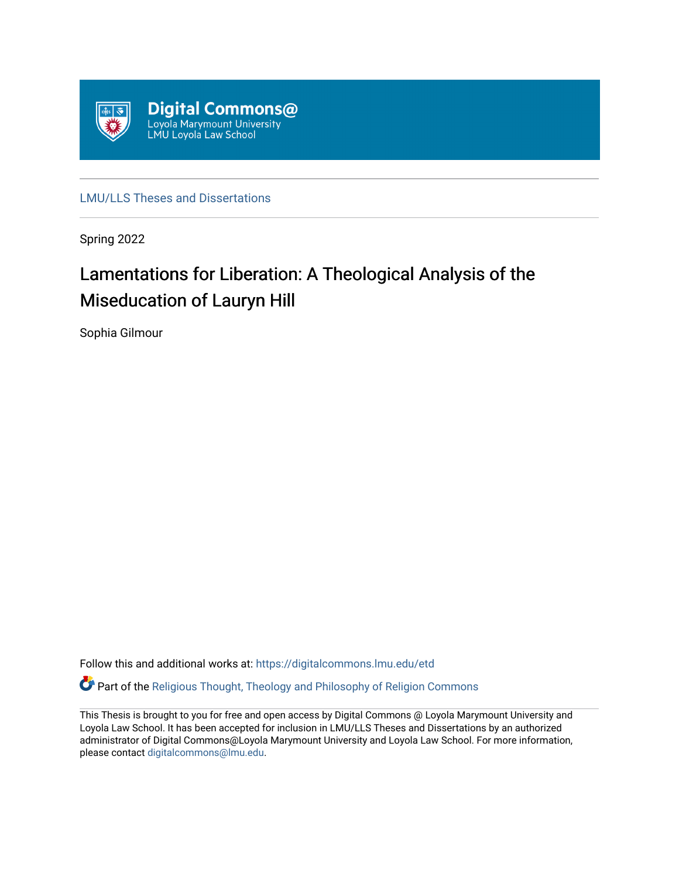Digital Commons@
Loyola Marymount University
LMU Loyola Law School

LMU/LLS Theses and Dissertations

Spring 2022

# Lamentations for Liberation: A Theological Analysis of the Miseducation of Lauryn Hill

Sophia Gilmour

Follow this and additional works at: https://digitalcommons.lmu.edu/etd

Part of the Religious Thought, Theology and Philosophy of Religion Commons

This Thesis is brought to you for free and open access by Digital Commons @ Loyola Marymount University and Loyola Law School. It has been accepted for inclusion in LMU/LLS Theses and Dissertations by an authorized administrator of Digital Commons@Loyola Marymount University and Loyola Law School. For more information, please contact digitalcommons@lmu.edu.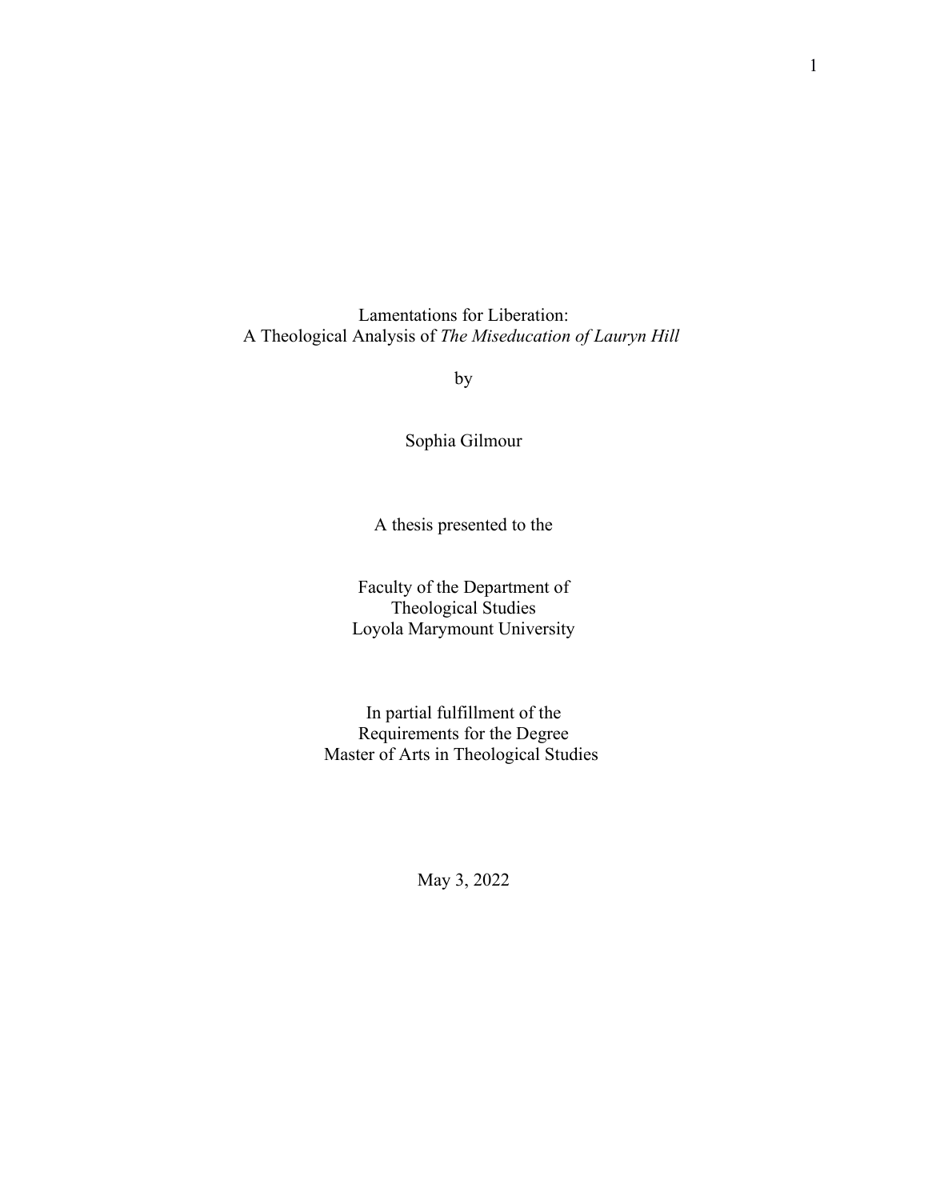Lamentations for Liberation:
A Theological Analysis of *The Miseducation of Lauryn Hill*

by

Sophia Gilmour

A thesis presented to the

Faculty of the Department of
Theological Studies
Loyola Marymount University

In partial fulfillment of the
Requirements for the Degree
Master of Arts in Theological Studies

May 3, 2022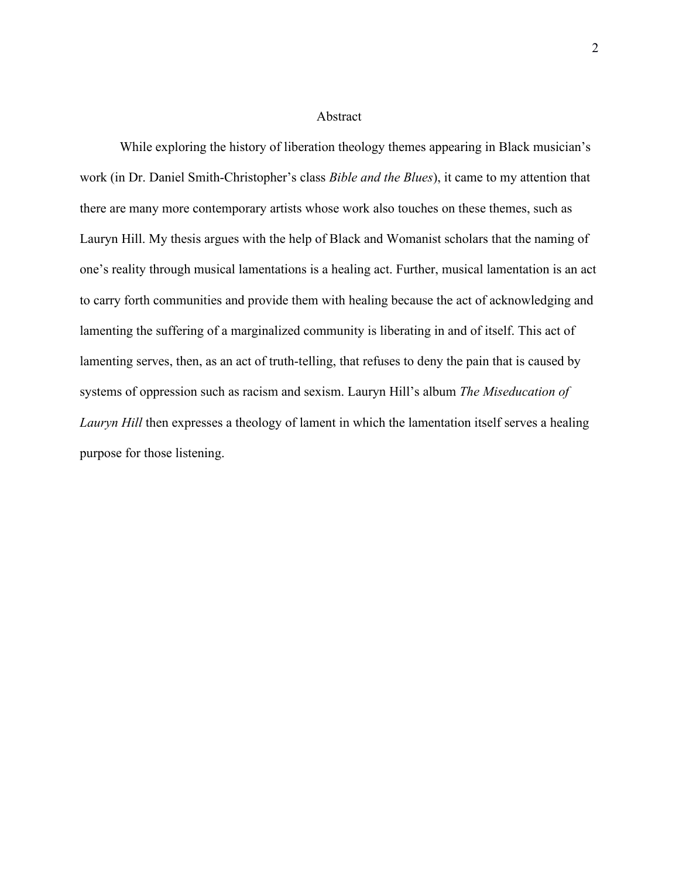# Abstract

While exploring the history of liberation theology themes appearing in Black musician's work (in Dr. Daniel Smith-Christopher's class *Bible and the Blues*), it came to my attention that there are many more contemporary artists whose work also touches on these themes, such as Lauryn Hill. My thesis argues with the help of Black and Womanist scholars that the naming of one's reality through musical lamentations is a healing act. Further, musical lamentation is an act to carry forth communities and provide them with healing because the act of acknowledging and lamenting the suffering of a marginalized community is liberating in and of itself. This act of lamenting serves, then, as an act of truth-telling, that refuses to deny the pain that is caused by systems of oppression such as racism and sexism. Lauryn Hill's album *The Miseducation of Lauryn Hill* then expresses a theology of lament in which the lamentation itself serves a healing purpose for those listening.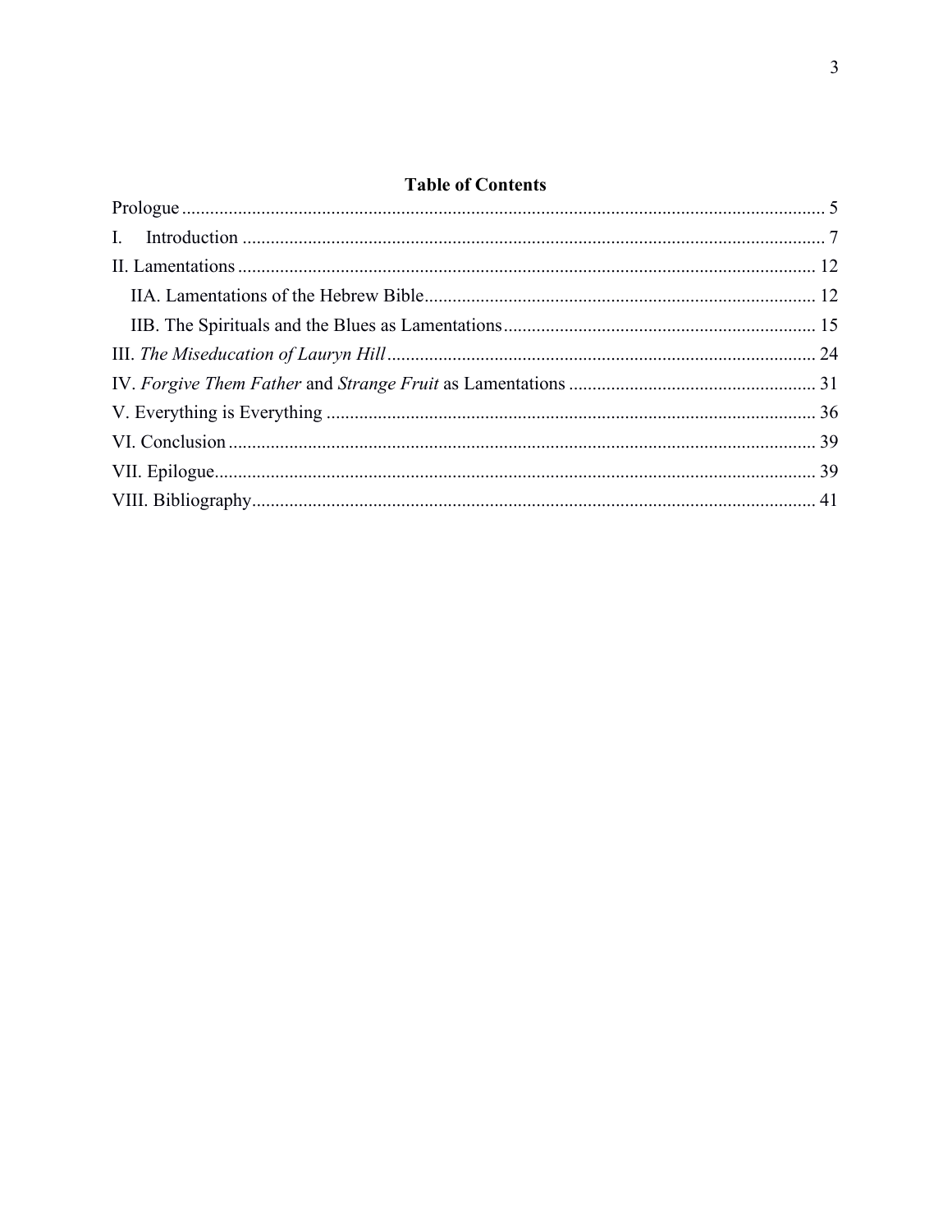## Table of Contents

Prologue ........................................................................................................................................ 5
I. Introduction ........................................................................................................................... 7
II. Lamentations .......................................................................................................................... 12
   IIA. Lamentations of the Hebrew Bible.................................................................................. 12
   IIB. The Spirituals and the Blues as Lamentations................................................................. 15
III. *The Miseducation of Lauryn Hill* .......................................................................................... 24
IV. *Forgive Them Father* and *Strange Fruit* as Lamentations .................................................... 31
V. Everything is Everything ........................................................................................................ 36
VI. Conclusion ............................................................................................................................. 39
VII. Epilogue................................................................................................................................ 39
VIII. Bibliography........................................................................................................................ 41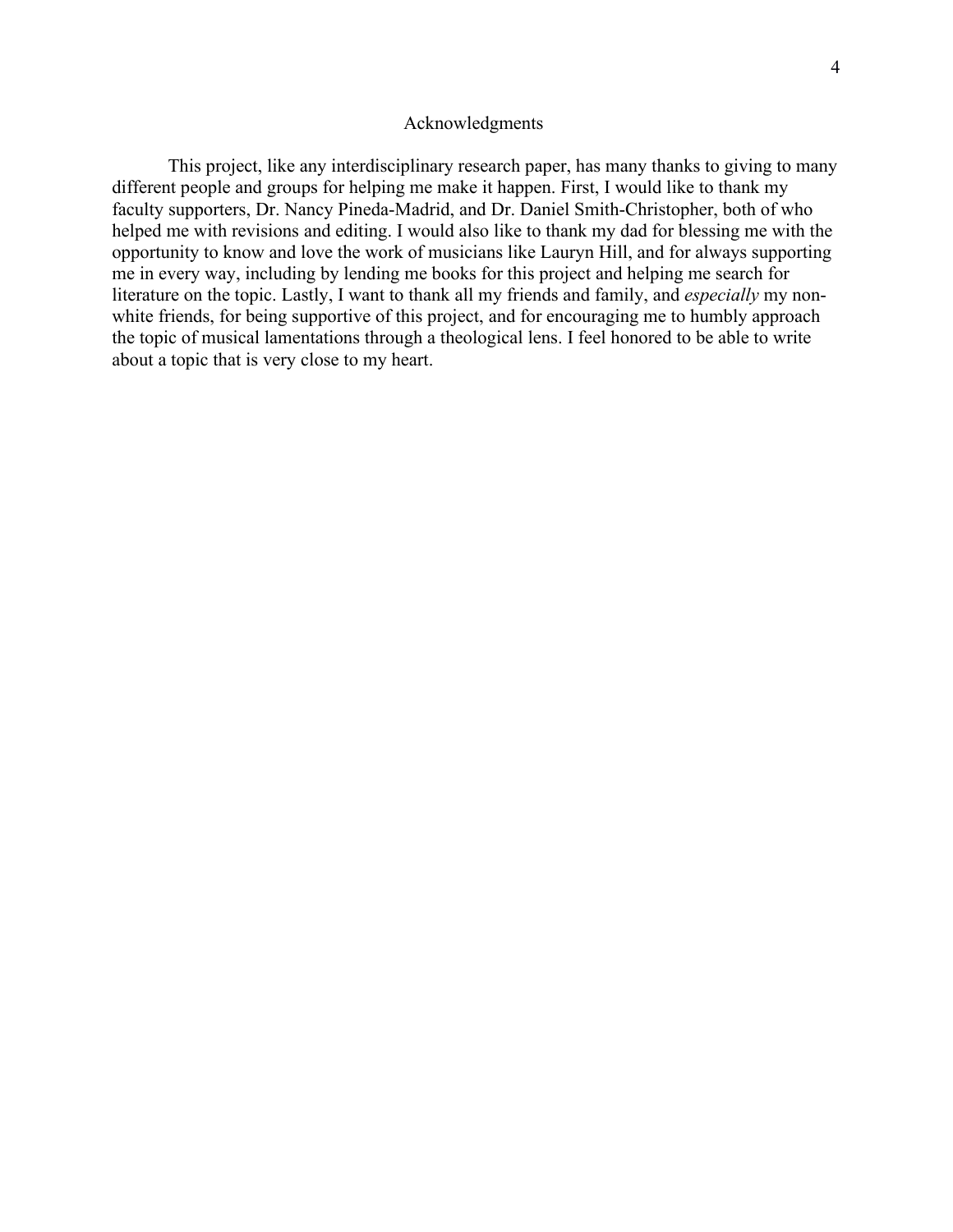# Acknowledgments

This project, like any interdisciplinary research paper, has many thanks to giving to many different people and groups for helping me make it happen. First, I would like to thank my faculty supporters, Dr. Nancy Pineda-Madrid, and Dr. Daniel Smith-Christopher, both of who helped me with revisions and editing. I would also like to thank my dad for blessing me with the opportunity to know and love the work of musicians like Lauryn Hill, and for always supporting me in every way, including by lending me books for this project and helping me search for literature on the topic. Lastly, I want to thank all my friends and family, and *especially* my non-white friends, for being supportive of this project, and for encouraging me to humbly approach the topic of musical lamentations through a theological lens. I feel honored to be able to write about a topic that is very close to my heart.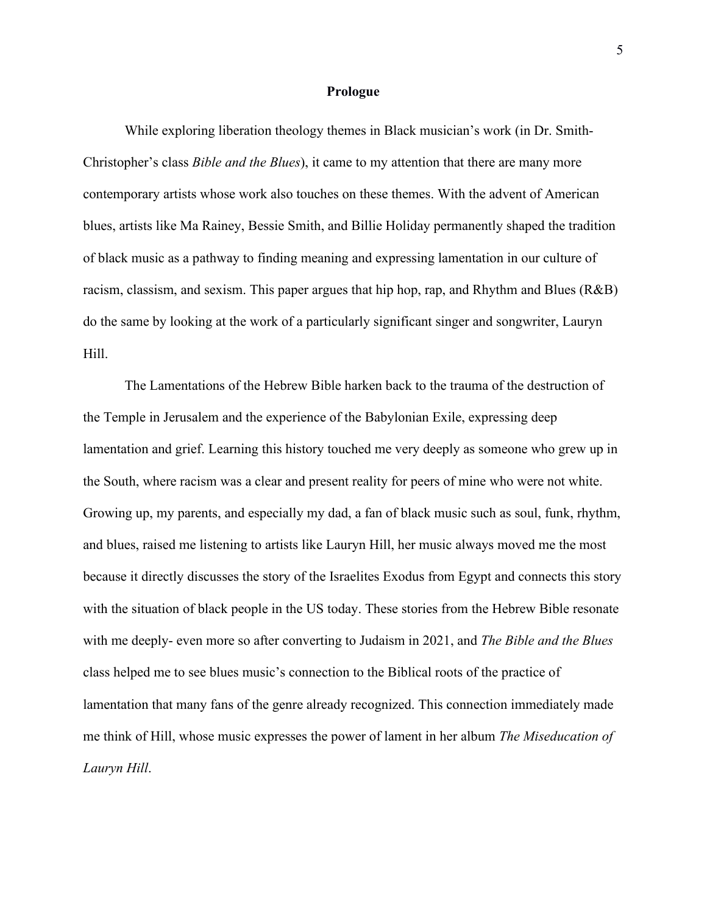## Prologue

While exploring liberation theology themes in Black musician's work (in Dr. Smith-Christopher's class *Bible and the Blues*), it came to my attention that there are many more contemporary artists whose work also touches on these themes. With the advent of American blues, artists like Ma Rainey, Bessie Smith, and Billie Holiday permanently shaped the tradition of black music as a pathway to finding meaning and expressing lamentation in our culture of racism, classism, and sexism. This paper argues that hip hop, rap, and Rhythm and Blues (R&B) do the same by looking at the work of a particularly significant singer and songwriter, Lauryn Hill.

The Lamentations of the Hebrew Bible harken back to the trauma of the destruction of the Temple in Jerusalem and the experience of the Babylonian Exile, expressing deep lamentation and grief. Learning this history touched me very deeply as someone who grew up in the South, where racism was a clear and present reality for peers of mine who were not white. Growing up, my parents, and especially my dad, a fan of black music such as soul, funk, rhythm, and blues, raised me listening to artists like Lauryn Hill, her music always moved me the most because it directly discusses the story of the Israelites Exodus from Egypt and connects this story with the situation of black people in the US today. These stories from the Hebrew Bible resonate with me deeply- even more so after converting to Judaism in 2021, and *The Bible and the Blues* class helped me to see blues music's connection to the Biblical roots of the practice of lamentation that many fans of the genre already recognized. This connection immediately made me think of Hill, whose music expresses the power of lament in her album *The Miseducation of Lauryn Hill*.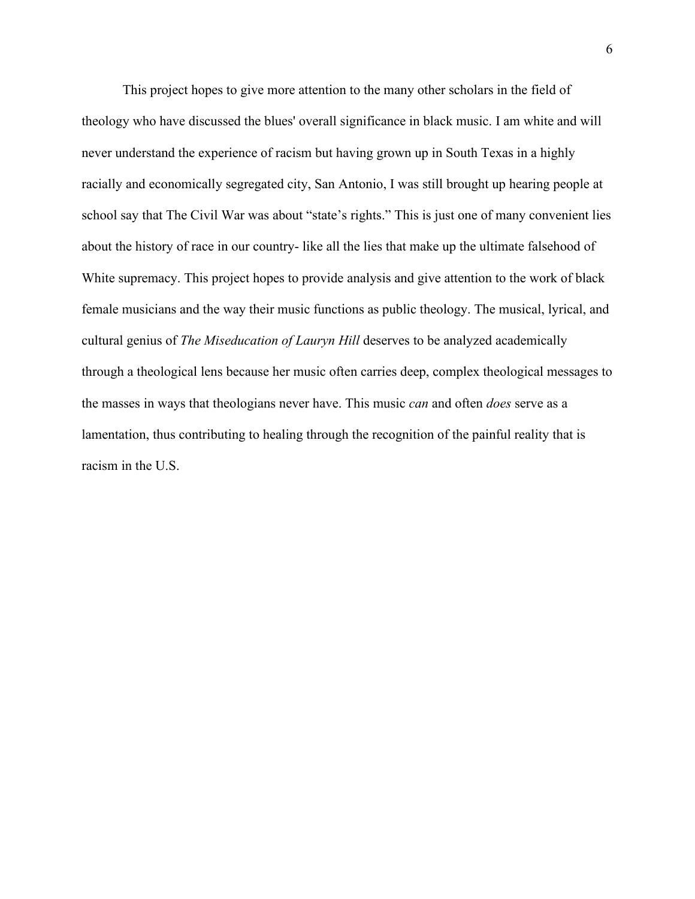This project hopes to give more attention to the many other scholars in the field of theology who have discussed the blues' overall significance in black music. I am white and will never understand the experience of racism but having grown up in South Texas in a highly racially and economically segregated city, San Antonio, I was still brought up hearing people at school say that The Civil War was about "state's rights." This is just one of many convenient lies about the history of race in our country- like all the lies that make up the ultimate falsehood of White supremacy. This project hopes to provide analysis and give attention to the work of black female musicians and the way their music functions as public theology. The musical, lyrical, and cultural genius of *The Miseducation of Lauryn Hill* deserves to be analyzed academically through a theological lens because her music often carries deep, complex theological messages to the masses in ways that theologians never have. This music *can* and often *does* serve as a lamentation, thus contributing to healing through the recognition of the painful reality that is racism in the U.S.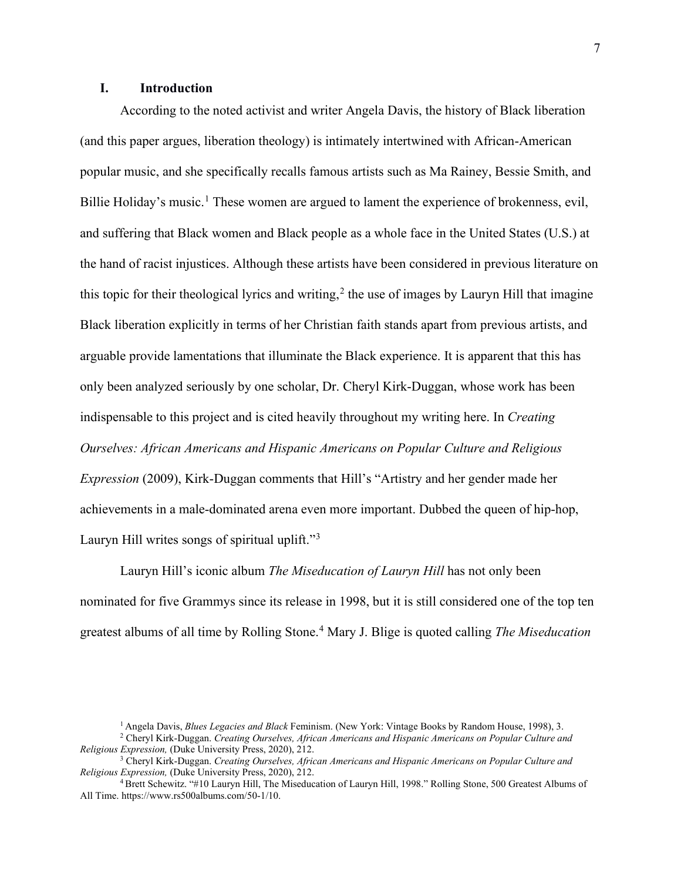## I. Introduction

According to the noted activist and writer Angela Davis, the history of Black liberation (and this paper argues, liberation theology) is intimately intertwined with African-American popular music, and she specifically recalls famous artists such as Ma Rainey, Bessie Smith, and Billie Holiday's music.[1] These women are argued to lament the experience of brokenness, evil, and suffering that Black women and Black people as a whole face in the United States (U.S.) at the hand of racist injustices. Although these artists have been considered in previous literature on this topic for their theological lyrics and writing,[2] the use of images by Lauryn Hill that imagine Black liberation explicitly in terms of her Christian faith stands apart from previous artists, and arguable provide lamentations that illuminate the Black experience. It is apparent that this has only been analyzed seriously by one scholar, Dr. Cheryl Kirk-Duggan, whose work has been indispensable to this project and is cited heavily throughout my writing here. In *Creating Ourselves: African Americans and Hispanic Americans on Popular Culture and Religious Expression* (2009), Kirk-Duggan comments that Hill's "Artistry and her gender made her achievements in a male-dominated arena even more important. Dubbed the queen of hip-hop, Lauryn Hill writes songs of spiritual uplift."[3]

Lauryn Hill's iconic album *The Miseducation of Lauryn Hill* has not only been nominated for five Grammys since its release in 1998, but it is still considered one of the top ten greatest albums of all time by Rolling Stone.[4] Mary J. Blige is quoted calling *The Miseducation*

---

[1] Angela Davis, *Blues Legacies and Black* Feminism. (New York: Vintage Books by Random House, 1998), 3.

[2] Cheryl Kirk-Duggan. *Creating Ourselves, African Americans and Hispanic Americans on Popular Culture and Religious Expression,* (Duke University Press, 2020), 212.

[3] Cheryl Kirk-Duggan. *Creating Ourselves, African Americans and Hispanic Americans on Popular Culture and Religious Expression,* (Duke University Press, 2020), 212.

[4] Brett Schewitz. "#10 Lauryn Hill, The Miseducation of Lauryn Hill, 1998." Rolling Stone, 500 Greatest Albums of All Time. https://www.rs500albums.com/50-1/10.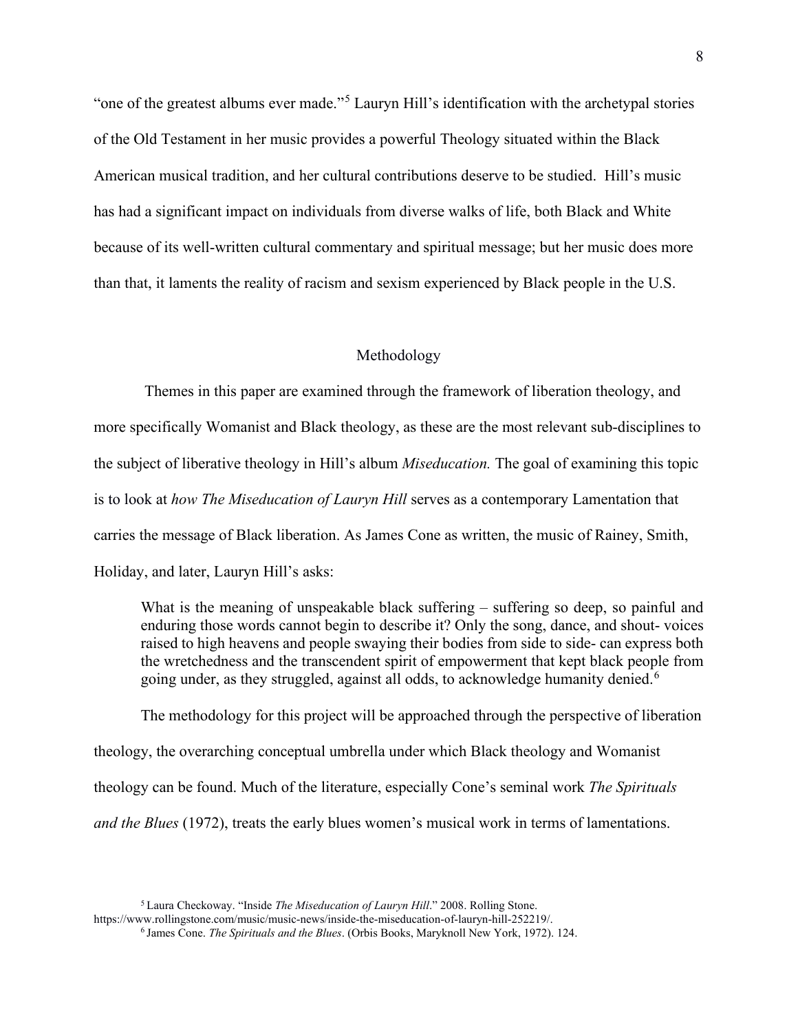"one of the greatest albums ever made."[5] Lauryn Hill's identification with the archetypal stories of the Old Testament in her music provides a powerful Theology situated within the Black American musical tradition, and her cultural contributions deserve to be studied. Hill's music has had a significant impact on individuals from diverse walks of life, both Black and White because of its well-written cultural commentary and spiritual message; but her music does more than that, it laments the reality of racism and sexism experienced by Black people in the U.S.

## Methodology

Themes in this paper are examined through the framework of liberation theology, and more specifically Womanist and Black theology, as these are the most relevant sub-disciplines to the subject of liberative theology in Hill's album *Miseducation.* The goal of examining this topic is to look at *how The Miseducation of Lauryn Hill* serves as a contemporary Lamentation that carries the message of Black liberation. As James Cone as written, the music of Rainey, Smith, Holiday, and later, Lauryn Hill's asks:

> What is the meaning of unspeakable black suffering – suffering so deep, so painful and enduring those words cannot begin to describe it? Only the song, dance, and shout- voices raised to high heavens and people swaying their bodies from side to side- can express both the wretchedness and the transcendent spirit of empowerment that kept black people from going under, as they struggled, against all odds, to acknowledge humanity denied.[6]

The methodology for this project will be approached through the perspective of liberation theology, the overarching conceptual umbrella under which Black theology and Womanist theology can be found. Much of the literature, especially Cone's seminal work *The Spirituals and the Blues* (1972), treats the early blues women's musical work in terms of lamentations.

---

[5] Laura Checkoway. "Inside *The Miseducation of Lauryn Hill*." 2008. Rolling Stone. https://www.rollingstone.com/music/music-news/inside-the-miseducation-of-lauryn-hill-252219/.

[6] James Cone. *The Spirituals and the Blues*. (Orbis Books, Maryknoll New York, 1972). 124.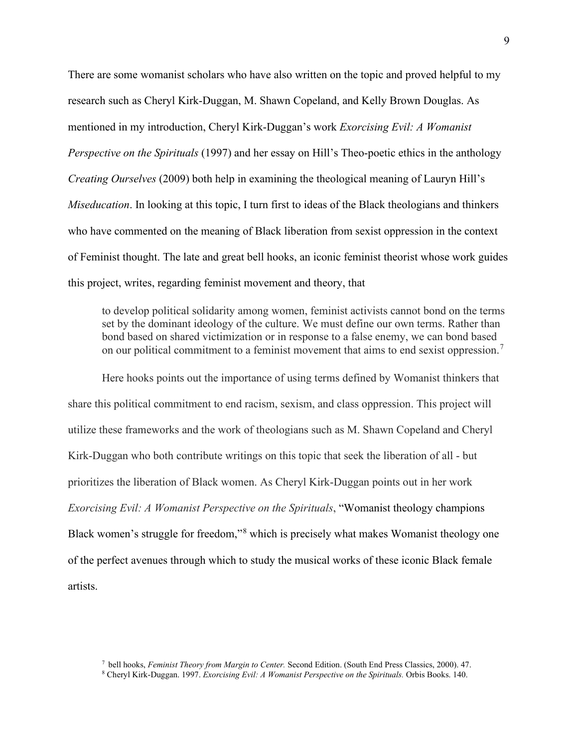There are some womanist scholars who have also written on the topic and proved helpful to my research such as Cheryl Kirk-Duggan, M. Shawn Copeland, and Kelly Brown Douglas. As mentioned in my introduction, Cheryl Kirk-Duggan's work *Exorcising Evil: A Womanist Perspective on the Spirituals* (1997) and her essay on Hill's Theo-poetic ethics in the anthology *Creating Ourselves* (2009) both help in examining the theological meaning of Lauryn Hill's *Miseducation*. In looking at this topic, I turn first to ideas of the Black theologians and thinkers who have commented on the meaning of Black liberation from sexist oppression in the context of Feminist thought. The late and great bell hooks, an iconic feminist theorist whose work guides this project, writes, regarding feminist movement and theory, that

> to develop political solidarity among women, feminist activists cannot bond on the terms set by the dominant ideology of the culture. We must define our own terms. Rather than bond based on shared victimization or in response to a false enemy, we can bond based on our political commitment to a feminist movement that aims to end sexist oppression.[7]

Here hooks points out the importance of using terms defined by Womanist thinkers that share this political commitment to end racism, sexism, and class oppression. This project will utilize these frameworks and the work of theologians such as M. Shawn Copeland and Cheryl Kirk-Duggan who both contribute writings on this topic that seek the liberation of all - but prioritizes the liberation of Black women. As Cheryl Kirk-Duggan points out in her work *Exorcising Evil: A Womanist Perspective on the Spirituals*, "Womanist theology champions Black women's struggle for freedom,"[8] which is precisely what makes Womanist theology one of the perfect avenues through which to study the musical works of these iconic Black female artists.

[7] bell hooks, *Feminist Theory from Margin to Center.* Second Edition. (South End Press Classics, 2000). 47.

[8] Cheryl Kirk-Duggan. 1997. *Exorcising Evil: A Womanist Perspective on the Spirituals.* Orbis Books. 140.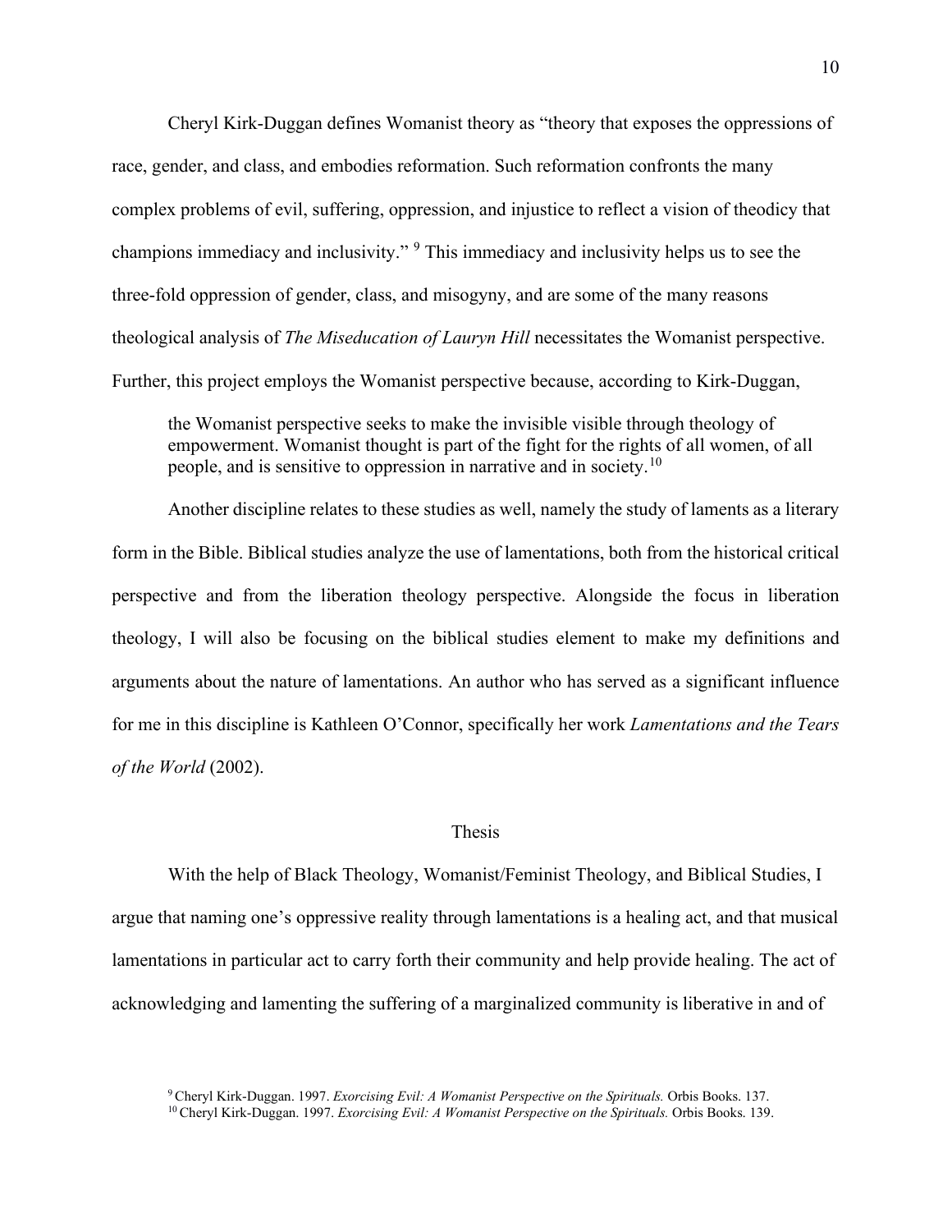Cheryl Kirk-Duggan defines Womanist theory as "theory that exposes the oppressions of race, gender, and class, and embodies reformation. Such reformation confronts the many complex problems of evil, suffering, oppression, and injustice to reflect a vision of theodicy that champions immediacy and inclusivity." [9] This immediacy and inclusivity helps us to see the three-fold oppression of gender, class, and misogyny, and are some of the many reasons theological analysis of *The Miseducation of Lauryn Hill* necessitates the Womanist perspective. Further, this project employs the Womanist perspective because, according to Kirk-Duggan,

> the Womanist perspective seeks to make the invisible visible through theology of empowerment. Womanist thought is part of the fight for the rights of all women, of all people, and is sensitive to oppression in narrative and in society.[10]

Another discipline relates to these studies as well, namely the study of laments as a literary form in the Bible. Biblical studies analyze the use of lamentations, both from the historical critical perspective and from the liberation theology perspective. Alongside the focus in liberation theology, I will also be focusing on the biblical studies element to make my definitions and arguments about the nature of lamentations. An author who has served as a significant influence for me in this discipline is Kathleen O'Connor, specifically her work *Lamentations and the Tears of the World* (2002).

## Thesis

With the help of Black Theology, Womanist/Feminist Theology, and Biblical Studies, I argue that naming one's oppressive reality through lamentations is a healing act, and that musical lamentations in particular act to carry forth their community and help provide healing. The act of acknowledging and lamenting the suffering of a marginalized community is liberative in and of

[9] Cheryl Kirk-Duggan. 1997. *Exorcising Evil: A Womanist Perspective on the Spirituals.* Orbis Books. 137.

[10] Cheryl Kirk-Duggan. 1997. *Exorcising Evil: A Womanist Perspective on the Spirituals.* Orbis Books. 139.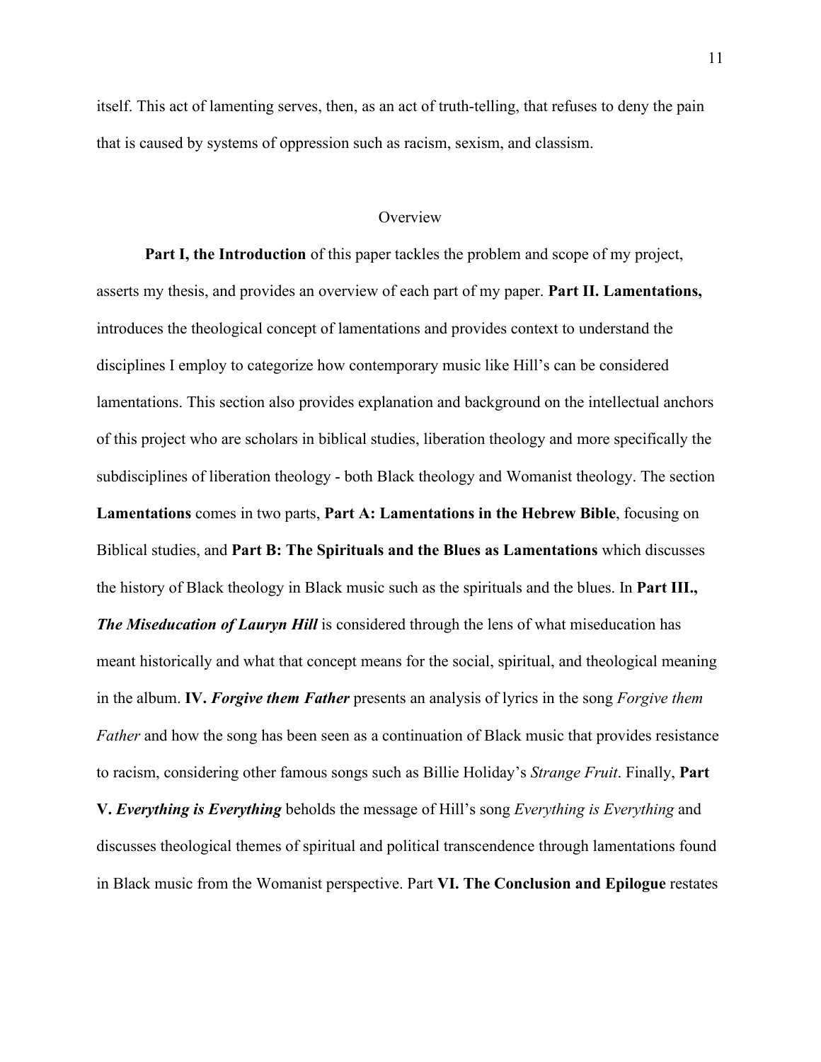itself. This act of lamenting serves, then, as an act of truth-telling, that refuses to deny the pain that is caused by systems of oppression such as racism, sexism, and classism.

## Overview

**Part I, the Introduction** of this paper tackles the problem and scope of my project, asserts my thesis, and provides an overview of each part of my paper. **Part II. Lamentations,** introduces the theological concept of lamentations and provides context to understand the disciplines I employ to categorize how contemporary music like Hill's can be considered lamentations. This section also provides explanation and background on the intellectual anchors of this project who are scholars in biblical studies, liberation theology and more specifically the subdisciplines of liberation theology - both Black theology and Womanist theology. The section **Lamentations** comes in two parts, **Part A: Lamentations in the Hebrew Bible**, focusing on Biblical studies, and **Part B: The Spirituals and the Blues as Lamentations** which discusses the history of Black theology in Black music such as the spirituals and the blues. In **Part III., *The Miseducation of Lauryn Hill*** is considered through the lens of what miseducation has meant historically and what that concept means for the social, spiritual, and theological meaning in the album. **IV. *Forgive them Father*** presents an analysis of lyrics in the song *Forgive them Father* and how the song has been seen as a continuation of Black music that provides resistance to racism, considering other famous songs such as Billie Holiday's *Strange Fruit*. Finally, **Part V. *Everything is Everything*** beholds the message of Hill's song *Everything is Everything* and discusses theological themes of spiritual and political transcendence through lamentations found in Black music from the Womanist perspective. Part **VI. The Conclusion and Epilogue** restates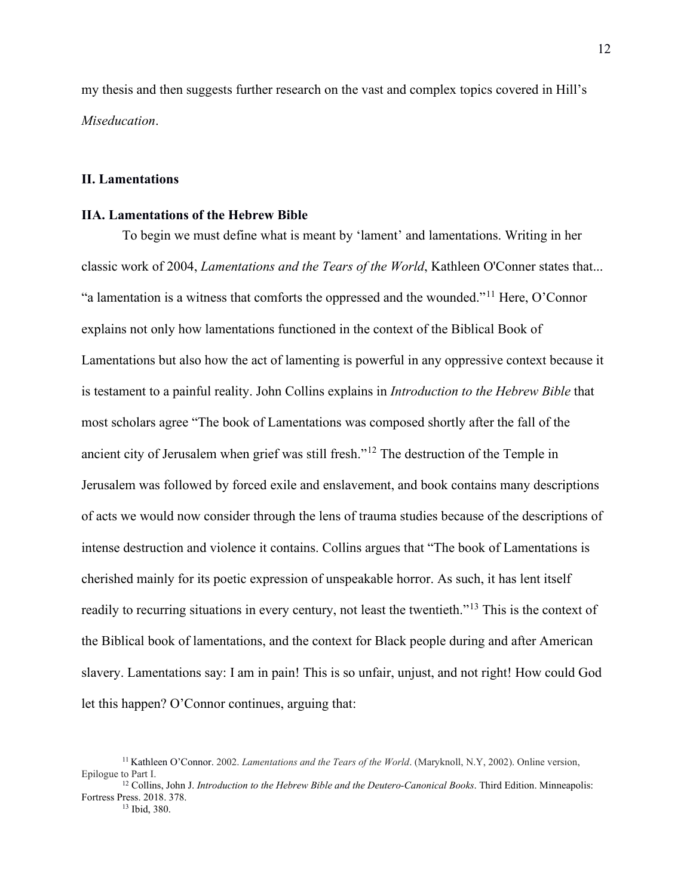my thesis and then suggests further research on the vast and complex topics covered in Hill's *Miseducation*.

## II. Lamentations

### IIA. Lamentations of the Hebrew Bible

To begin we must define what is meant by 'lament' and lamentations. Writing in her classic work of 2004, *Lamentations and the Tears of the World*, Kathleen O'Conner states that... "a lamentation is a witness that comforts the oppressed and the wounded."[11] Here, O'Connor explains not only how lamentations functioned in the context of the Biblical Book of Lamentations but also how the act of lamenting is powerful in any oppressive context because it is testament to a painful reality. John Collins explains in *Introduction to the Hebrew Bible* that most scholars agree "The book of Lamentations was composed shortly after the fall of the ancient city of Jerusalem when grief was still fresh."[12] The destruction of the Temple in Jerusalem was followed by forced exile and enslavement, and book contains many descriptions of acts we would now consider through the lens of trauma studies because of the descriptions of intense destruction and violence it contains. Collins argues that "The book of Lamentations is cherished mainly for its poetic expression of unspeakable horror. As such, it has lent itself readily to recurring situations in every century, not least the twentieth."[13] This is the context of the Biblical book of lamentations, and the context for Black people during and after American slavery. Lamentations say: I am in pain! This is so unfair, unjust, and not right! How could God let this happen? O'Connor continues, arguing that:

---

[11] Kathleen O'Connor. 2002. *Lamentations and the Tears of the World*. (Maryknoll, N.Y, 2002). Online version, Epilogue to Part I.

[12] Collins, John J. *Introduction to the Hebrew Bible and the Deutero-Canonical Books*. Third Edition. Minneapolis: Fortress Press. 2018. 378.

[13] Ibid, 380.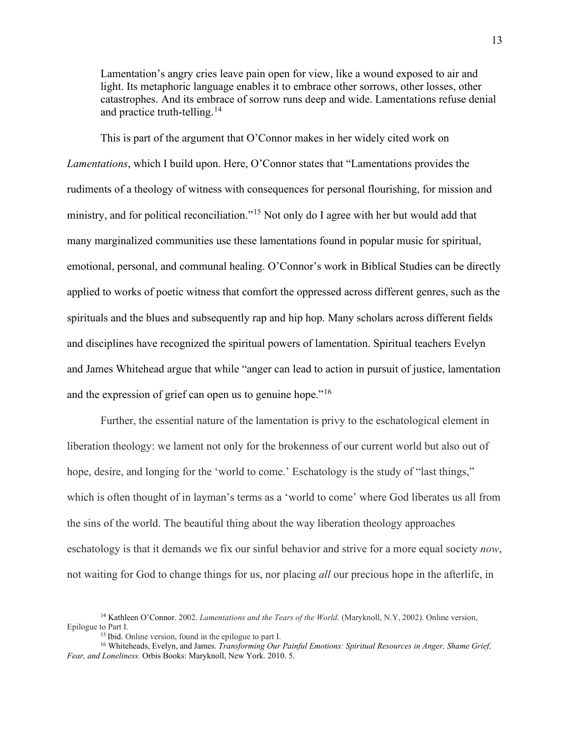> Lamentation's angry cries leave pain open for view, like a wound exposed to air and light. Its metaphoric language enables it to embrace other sorrows, other losses, other catastrophes. And its embrace of sorrow runs deep and wide. Lamentations refuse denial and practice truth-telling.[14]

This is part of the argument that O'Connor makes in her widely cited work on *Lamentations*, which I build upon. Here, O'Connor states that "Lamentations provides the rudiments of a theology of witness with consequences for personal flourishing, for mission and ministry, and for political reconciliation."[15] Not only do I agree with her but would add that many marginalized communities use these lamentations found in popular music for spiritual, emotional, personal, and communal healing. O'Connor's work in Biblical Studies can be directly applied to works of poetic witness that comfort the oppressed across different genres, such as the spirituals and the blues and subsequently rap and hip hop. Many scholars across different fields and disciplines have recognized the spiritual powers of lamentation. Spiritual teachers Evelyn and James Whitehead argue that while "anger can lead to action in pursuit of justice, lamentation and the expression of grief can open us to genuine hope."[16]

Further, the essential nature of the lamentation is privy to the eschatological element in liberation theology: we lament not only for the brokenness of our current world but also out of hope, desire, and longing for the 'world to come.' Eschatology is the study of "last things," which is often thought of in layman's terms as a 'world to come' where God liberates us all from the sins of the world. The beautiful thing about the way liberation theology approaches eschatology is that it demands we fix our sinful behavior and strive for a more equal society *now*, not waiting for God to change things for us, nor placing *all* our precious hope in the afterlife, in

---

[14] Kathleen O'Connor. 2002. *Lamentations and the Tears of the World*. (Maryknoll, N.Y, 2002). Online version, Epilogue to Part I.

[15] Ibid. Online version, found in the epilogue to part I.

[16] Whiteheads, Evelyn, and James. *Transforming Our Painful Emotions: Spiritual Resources in Anger, Shame Grief, Fear, and Loneliness.* Orbis Books: Maryknoll, New York. 2010. 5.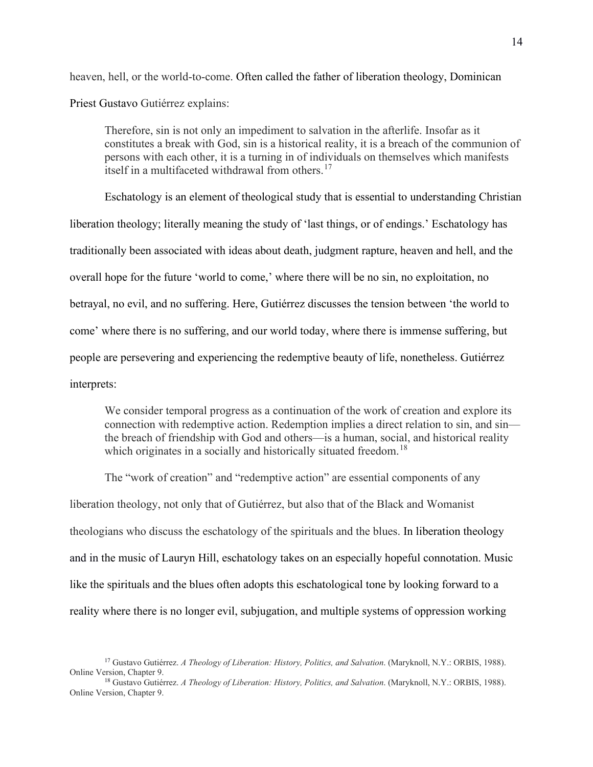heaven, hell, or the world-to-come. Often called the father of liberation theology, Dominican Priest Gustavo Gutiérrez explains:

> Therefore, sin is not only an impediment to salvation in the afterlife. Insofar as it constitutes a break with God, sin is a historical reality, it is a breach of the communion of persons with each other, it is a turning in of individuals on themselves which manifests itself in a multifaceted withdrawal from others.[17]

Eschatology is an element of theological study that is essential to understanding Christian liberation theology; literally meaning the study of 'last things, or of endings.' Eschatology has traditionally been associated with ideas about death, judgment rapture, heaven and hell, and the overall hope for the future 'world to come,' where there will be no sin, no exploitation, no betrayal, no evil, and no suffering. Here, Gutiérrez discusses the tension between 'the world to come' where there is no suffering, and our world today, where there is immense suffering, but people are persevering and experiencing the redemptive beauty of life, nonetheless. Gutiérrez interprets:

> We consider temporal progress as a continuation of the work of creation and explore its connection with redemptive action. Redemption implies a direct relation to sin, and sin—the breach of friendship with God and others—is a human, social, and historical reality which originates in a socially and historically situated freedom.[18]

The "work of creation" and "redemptive action" are essential components of any liberation theology, not only that of Gutiérrez, but also that of the Black and Womanist theologians who discuss the eschatology of the spirituals and the blues. In liberation theology and in the music of Lauryn Hill, eschatology takes on an especially hopeful connotation. Music like the spirituals and the blues often adopts this eschatological tone by looking forward to a reality where there is no longer evil, subjugation, and multiple systems of oppression working

[17] Gustavo Gutiérrez. *A Theology of Liberation: History, Politics, and Salvation*. (Maryknoll, N.Y.: ORBIS, 1988). Online Version, Chapter 9.

[18] Gustavo Gutiérrez. *A Theology of Liberation: History, Politics, and Salvation*. (Maryknoll, N.Y.: ORBIS, 1988). Online Version, Chapter 9.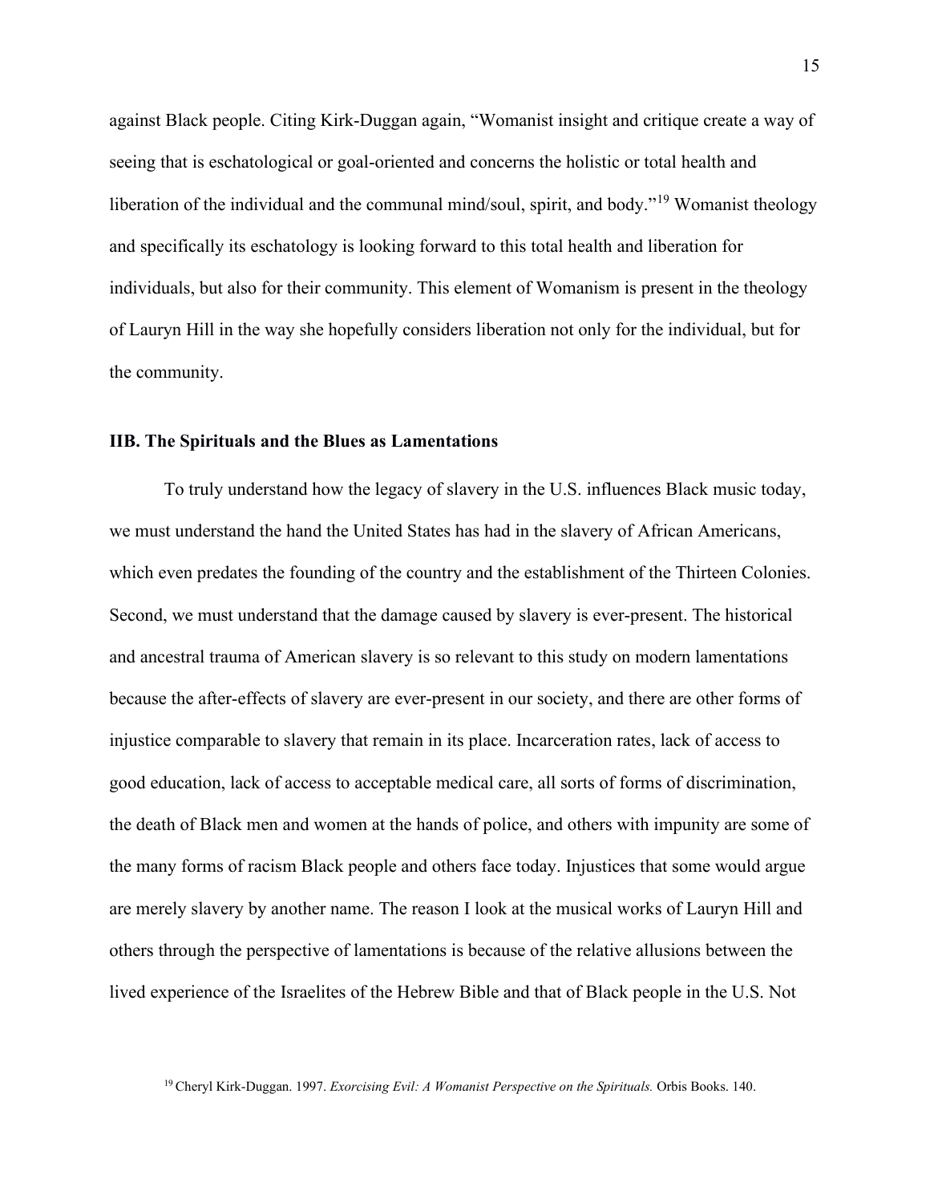against Black people. Citing Kirk-Duggan again, "Womanist insight and critique create a way of seeing that is eschatological or goal-oriented and concerns the holistic or total health and liberation of the individual and the communal mind/soul, spirit, and body."[19] Womanist theology and specifically its eschatology is looking forward to this total health and liberation for individuals, but also for their community. This element of Womanism is present in the theology of Lauryn Hill in the way she hopefully considers liberation not only for the individual, but for the community.

### IIB. The Spirituals and the Blues as Lamentations

To truly understand how the legacy of slavery in the U.S. influences Black music today, we must understand the hand the United States has had in the slavery of African Americans, which even predates the founding of the country and the establishment of the Thirteen Colonies. Second, we must understand that the damage caused by slavery is ever-present. The historical and ancestral trauma of American slavery is so relevant to this study on modern lamentations because the after-effects of slavery are ever-present in our society, and there are other forms of injustice comparable to slavery that remain in its place. Incarceration rates, lack of access to good education, lack of access to acceptable medical care, all sorts of forms of discrimination, the death of Black men and women at the hands of police, and others with impunity are some of the many forms of racism Black people and others face today. Injustices that some would argue are merely slavery by another name. The reason I look at the musical works of Lauryn Hill and others through the perspective of lamentations is because of the relative allusions between the lived experience of the Israelites of the Hebrew Bible and that of Black people in the U.S. Not

[19] Cheryl Kirk-Duggan. 1997. *Exorcising Evil: A Womanist Perspective on the Spirituals.* Orbis Books. 140.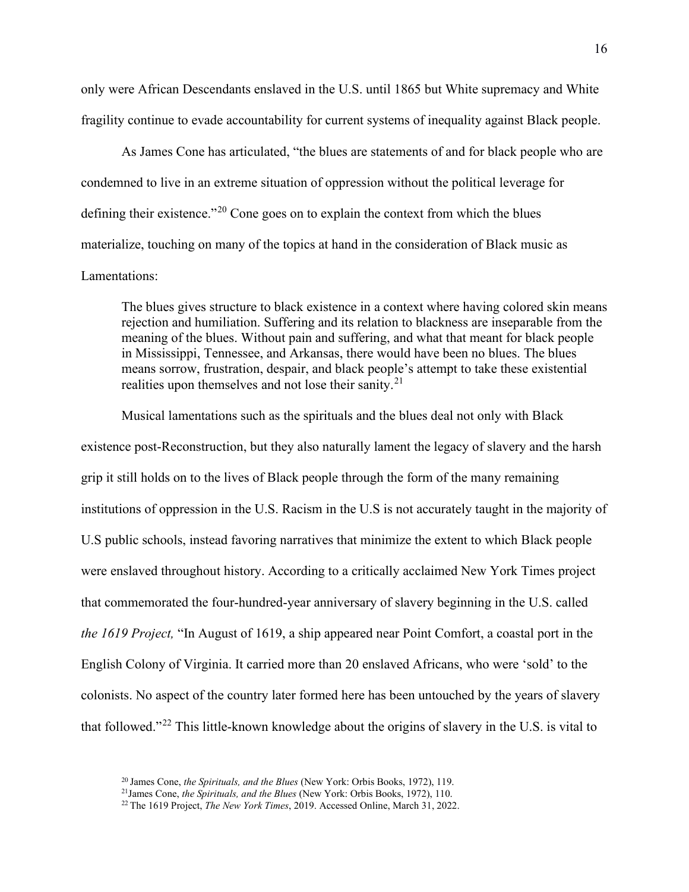only were African Descendants enslaved in the U.S. until 1865 but White supremacy and White fragility continue to evade accountability for current systems of inequality against Black people.

As James Cone has articulated, "the blues are statements of and for black people who are condemned to live in an extreme situation of oppression without the political leverage for defining their existence."[20] Cone goes on to explain the context from which the blues materialize, touching on many of the topics at hand in the consideration of Black music as Lamentations:

> The blues gives structure to black existence in a context where having colored skin means rejection and humiliation. Suffering and its relation to blackness are inseparable from the meaning of the blues. Without pain and suffering, and what that meant for black people in Mississippi, Tennessee, and Arkansas, there would have been no blues. The blues means sorrow, frustration, despair, and black people's attempt to take these existential realities upon themselves and not lose their sanity.[21]

Musical lamentations such as the spirituals and the blues deal not only with Black existence post-Reconstruction, but they also naturally lament the legacy of slavery and the harsh grip it still holds on to the lives of Black people through the form of the many remaining institutions of oppression in the U.S. Racism in the U.S is not accurately taught in the majority of U.S public schools, instead favoring narratives that minimize the extent to which Black people were enslaved throughout history. According to a critically acclaimed New York Times project that commemorated the four-hundred-year anniversary of slavery beginning in the U.S. called *the 1619 Project,* "In August of 1619, a ship appeared near Point Comfort, a coastal port in the English Colony of Virginia. It carried more than 20 enslaved Africans, who were 'sold' to the colonists. No aspect of the country later formed here has been untouched by the years of slavery that followed."[22] This little-known knowledge about the origins of slavery in the U.S. is vital to

[20] James Cone, *the Spirituals, and the Blues* (New York: Orbis Books, 1972), 119.

[21] James Cone, *the Spirituals, and the Blues* (New York: Orbis Books, 1972), 110.

[22] The 1619 Project, *The New York Times*, 2019. Accessed Online, March 31, 2022.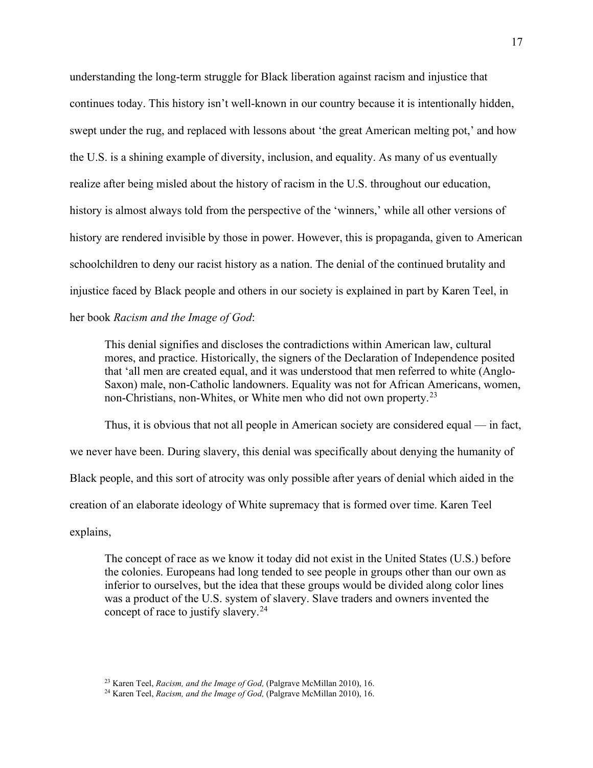understanding the long-term struggle for Black liberation against racism and injustice that continues today. This history isn't well-known in our country because it is intentionally hidden, swept under the rug, and replaced with lessons about 'the great American melting pot,' and how the U.S. is a shining example of diversity, inclusion, and equality. As many of us eventually realize after being misled about the history of racism in the U.S. throughout our education, history is almost always told from the perspective of the 'winners,' while all other versions of history are rendered invisible by those in power. However, this is propaganda, given to American schoolchildren to deny our racist history as a nation. The denial of the continued brutality and injustice faced by Black people and others in our society is explained in part by Karen Teel, in her book *Racism and the Image of God*:

> This denial signifies and discloses the contradictions within American law, cultural mores, and practice. Historically, the signers of the Declaration of Independence posited that 'all men are created equal, and it was understood that men referred to white (Anglo-Saxon) male, non-Catholic landowners. Equality was not for African Americans, women, non-Christians, non-Whites, or White men who did not own property.[23]

Thus, it is obvious that not all people in American society are considered equal — in fact, we never have been. During slavery, this denial was specifically about denying the humanity of Black people, and this sort of atrocity was only possible after years of denial which aided in the creation of an elaborate ideology of White supremacy that is formed over time. Karen Teel explains,

> The concept of race as we know it today did not exist in the United States (U.S.) before the colonies. Europeans had long tended to see people in groups other than our own as inferior to ourselves, but the idea that these groups would be divided along color lines was a product of the U.S. system of slavery. Slave traders and owners invented the concept of race to justify slavery.[24]

[23] Karen Teel, *Racism, and the Image of God,* (Palgrave McMillan 2010), 16.

[24] Karen Teel, *Racism, and the Image of God,* (Palgrave McMillan 2010), 16.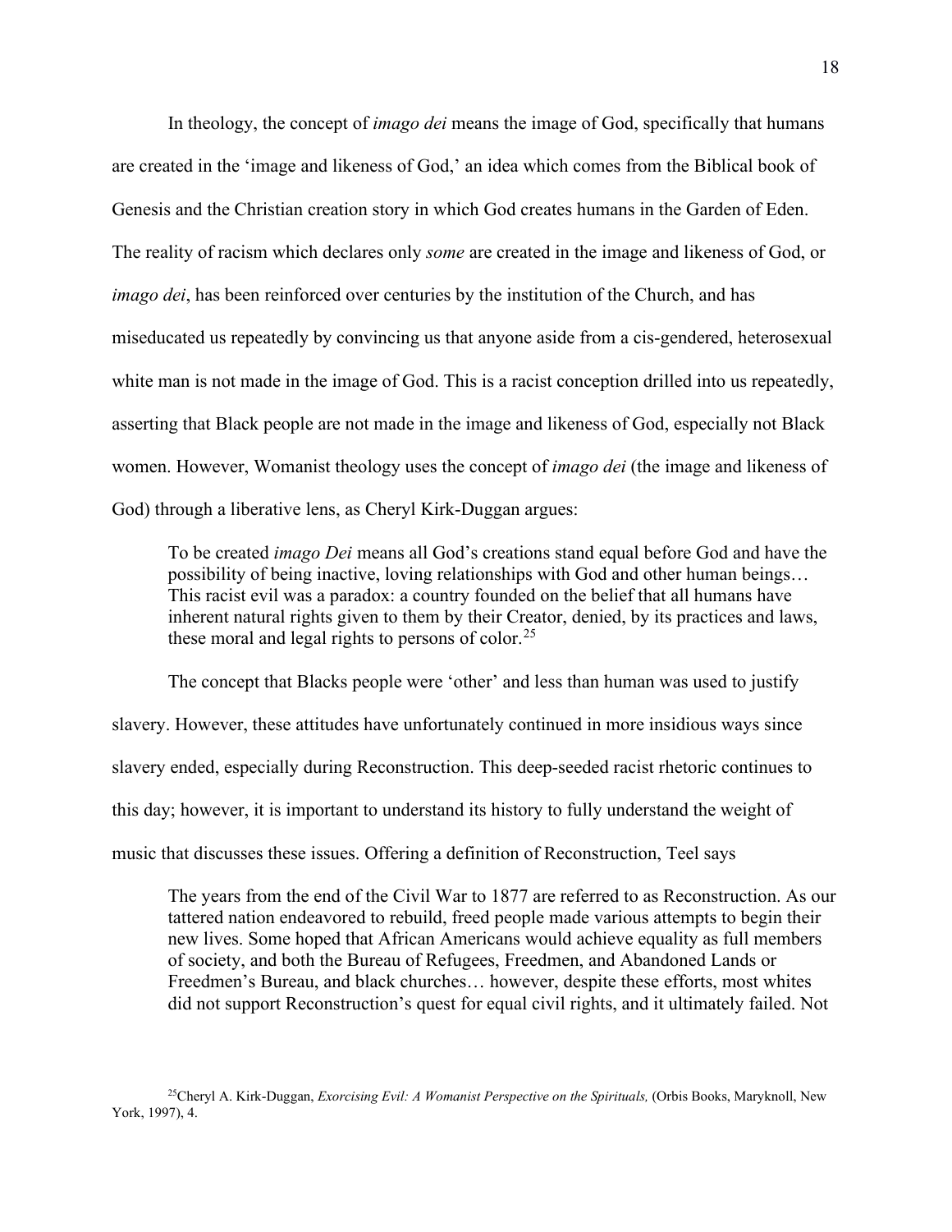In theology, the concept of *imago dei* means the image of God, specifically that humans are created in the 'image and likeness of God,' an idea which comes from the Biblical book of Genesis and the Christian creation story in which God creates humans in the Garden of Eden. The reality of racism which declares only *some* are created in the image and likeness of God, or *imago dei*, has been reinforced over centuries by the institution of the Church, and has miseducated us repeatedly by convincing us that anyone aside from a cis-gendered, heterosexual white man is not made in the image of God. This is a racist conception drilled into us repeatedly, asserting that Black people are not made in the image and likeness of God, especially not Black women. However, Womanist theology uses the concept of *imago dei* (the image and likeness of God) through a liberative lens, as Cheryl Kirk-Duggan argues:

> To be created *imago Dei* means all God's creations stand equal before God and have the possibility of being inactive, loving relationships with God and other human beings… This racist evil was a paradox: a country founded on the belief that all humans have inherent natural rights given to them by their Creator, denied, by its practices and laws, these moral and legal rights to persons of color.[25]

The concept that Blacks people were 'other' and less than human was used to justify slavery. However, these attitudes have unfortunately continued in more insidious ways since slavery ended, especially during Reconstruction. This deep-seeded racist rhetoric continues to this day; however, it is important to understand its history to fully understand the weight of music that discusses these issues. Offering a definition of Reconstruction, Teel says

> The years from the end of the Civil War to 1877 are referred to as Reconstruction. As our tattered nation endeavored to rebuild, freed people made various attempts to begin their new lives. Some hoped that African Americans would achieve equality as full members of society, and both the Bureau of Refugees, Freedmen, and Abandoned Lands or Freedmen's Bureau, and black churches… however, despite these efforts, most whites did not support Reconstruction's quest for equal civil rights, and it ultimately failed. Not

[25]Cheryl A. Kirk-Duggan, *Exorcising Evil: A Womanist Perspective on the Spirituals,* (Orbis Books, Maryknoll, New York, 1997), 4.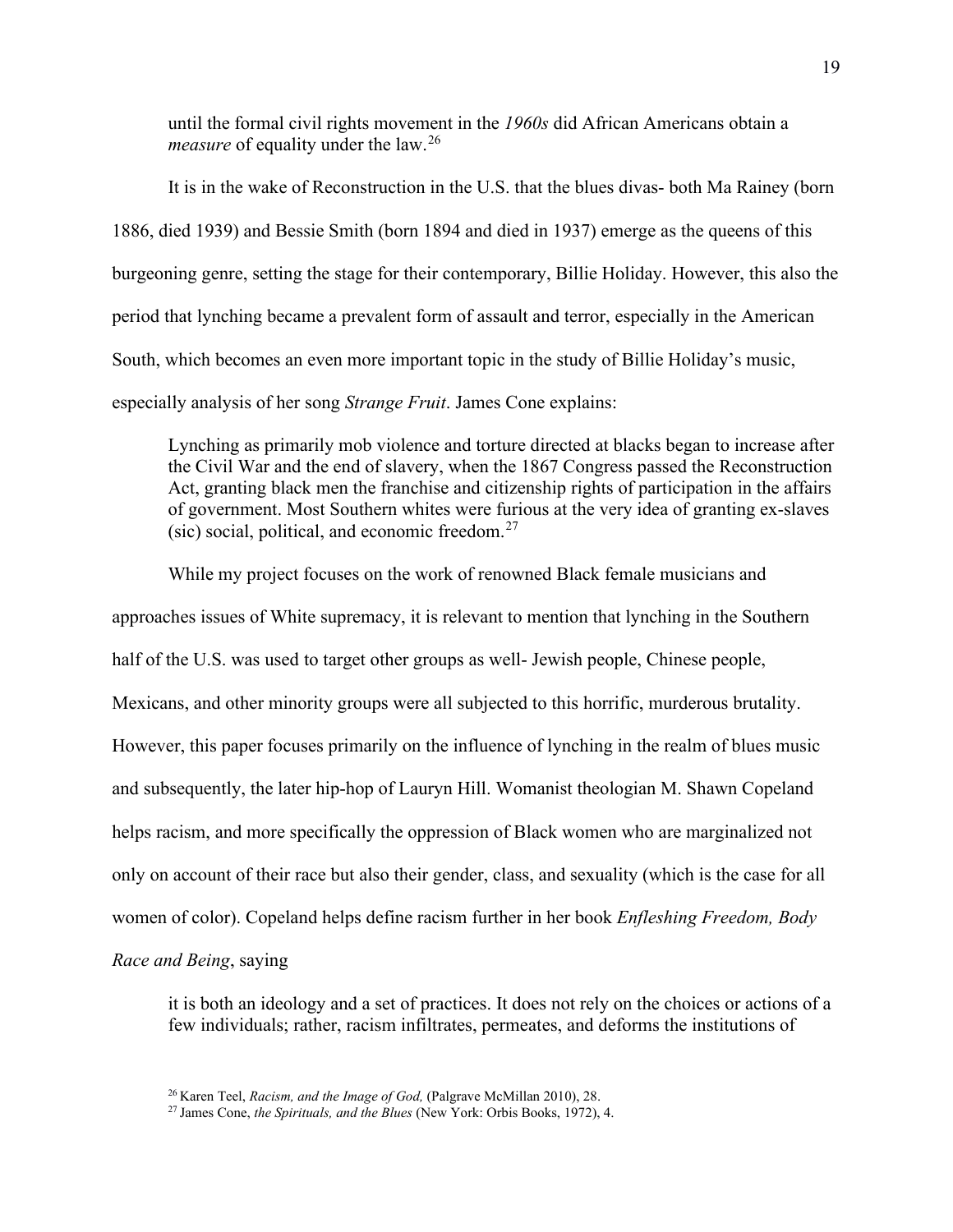until the formal civil rights movement in the *1960s* did African Americans obtain a *measure* of equality under the law.[26]

It is in the wake of Reconstruction in the U.S. that the blues divas- both Ma Rainey (born 1886, died 1939) and Bessie Smith (born 1894 and died in 1937) emerge as the queens of this burgeoning genre, setting the stage for their contemporary, Billie Holiday. However, this also the period that lynching became a prevalent form of assault and terror, especially in the American South, which becomes an even more important topic in the study of Billie Holiday's music, especially analysis of her song *Strange Fruit*. James Cone explains:

> Lynching as primarily mob violence and torture directed at blacks began to increase after the Civil War and the end of slavery, when the 1867 Congress passed the Reconstruction Act, granting black men the franchise and citizenship rights of participation in the affairs of government. Most Southern whites were furious at the very idea of granting ex-slaves (sic) social, political, and economic freedom.[27]

While my project focuses on the work of renowned Black female musicians and approaches issues of White supremacy, it is relevant to mention that lynching in the Southern half of the U.S. was used to target other groups as well- Jewish people, Chinese people, Mexicans, and other minority groups were all subjected to this horrific, murderous brutality. However, this paper focuses primarily on the influence of lynching in the realm of blues music and subsequently, the later hip-hop of Lauryn Hill. Womanist theologian M. Shawn Copeland helps racism, and more specifically the oppression of Black women who are marginalized not only on account of their race but also their gender, class, and sexuality (which is the case for all women of color). Copeland helps define racism further in her book *Enfleshing Freedom, Body Race and Being*, saying

> it is both an ideology and a set of practices. It does not rely on the choices or actions of a few individuals; rather, racism infiltrates, permeates, and deforms the institutions of

[26] Karen Teel, *Racism, and the Image of God,* (Palgrave McMillan 2010), 28.

[27] James Cone, *the Spirituals, and the Blues* (New York: Orbis Books, 1972), 4.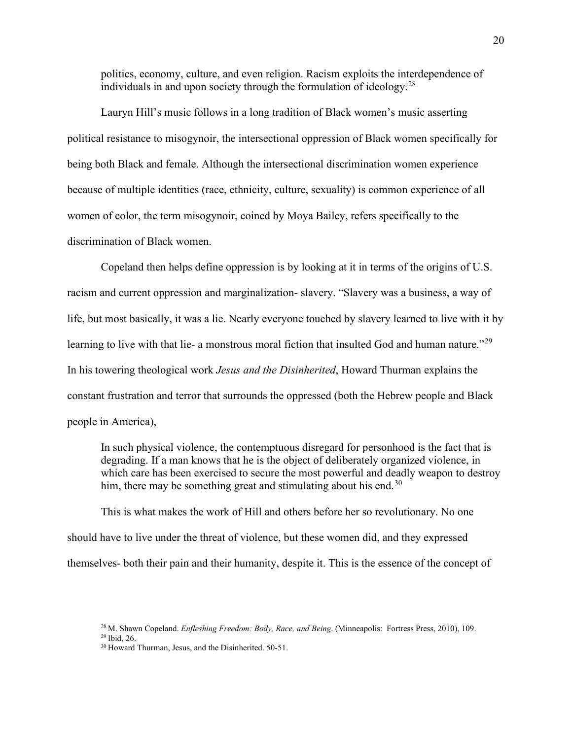> politics, economy, culture, and even religion. Racism exploits the interdependence of individuals in and upon society through the formulation of ideology.[28]

Lauryn Hill's music follows in a long tradition of Black women's music asserting political resistance to misogynoir, the intersectional oppression of Black women specifically for being both Black and female. Although the intersectional discrimination women experience because of multiple identities (race, ethnicity, culture, sexuality) is common experience of all women of color, the term misogynoir, coined by Moya Bailey, refers specifically to the discrimination of Black women.

Copeland then helps define oppression is by looking at it in terms of the origins of U.S. racism and current oppression and marginalization- slavery. "Slavery was a business, a way of life, but most basically, it was a lie. Nearly everyone touched by slavery learned to live with it by learning to live with that lie- a monstrous moral fiction that insulted God and human nature."[29] In his towering theological work *Jesus and the Disinherited*, Howard Thurman explains the constant frustration and terror that surrounds the oppressed (both the Hebrew people and Black people in America),

> In such physical violence, the contemptuous disregard for personhood is the fact that is degrading. If a man knows that he is the object of deliberately organized violence, in which care has been exercised to secure the most powerful and deadly weapon to destroy him, there may be something great and stimulating about his end.[30]

This is what makes the work of Hill and others before her so revolutionary. No one should have to live under the threat of violence, but these women did, and they expressed themselves- both their pain and their humanity, despite it. This is the essence of the concept of

[28] M. Shawn Copeland. *Enfleshing Freedom: Body, Race, and Being*. (Minneapolis: Fortress Press, 2010), 109.
[29] Ibid, 26.
[30] Howard Thurman, Jesus, and the Disinherited. 50-51.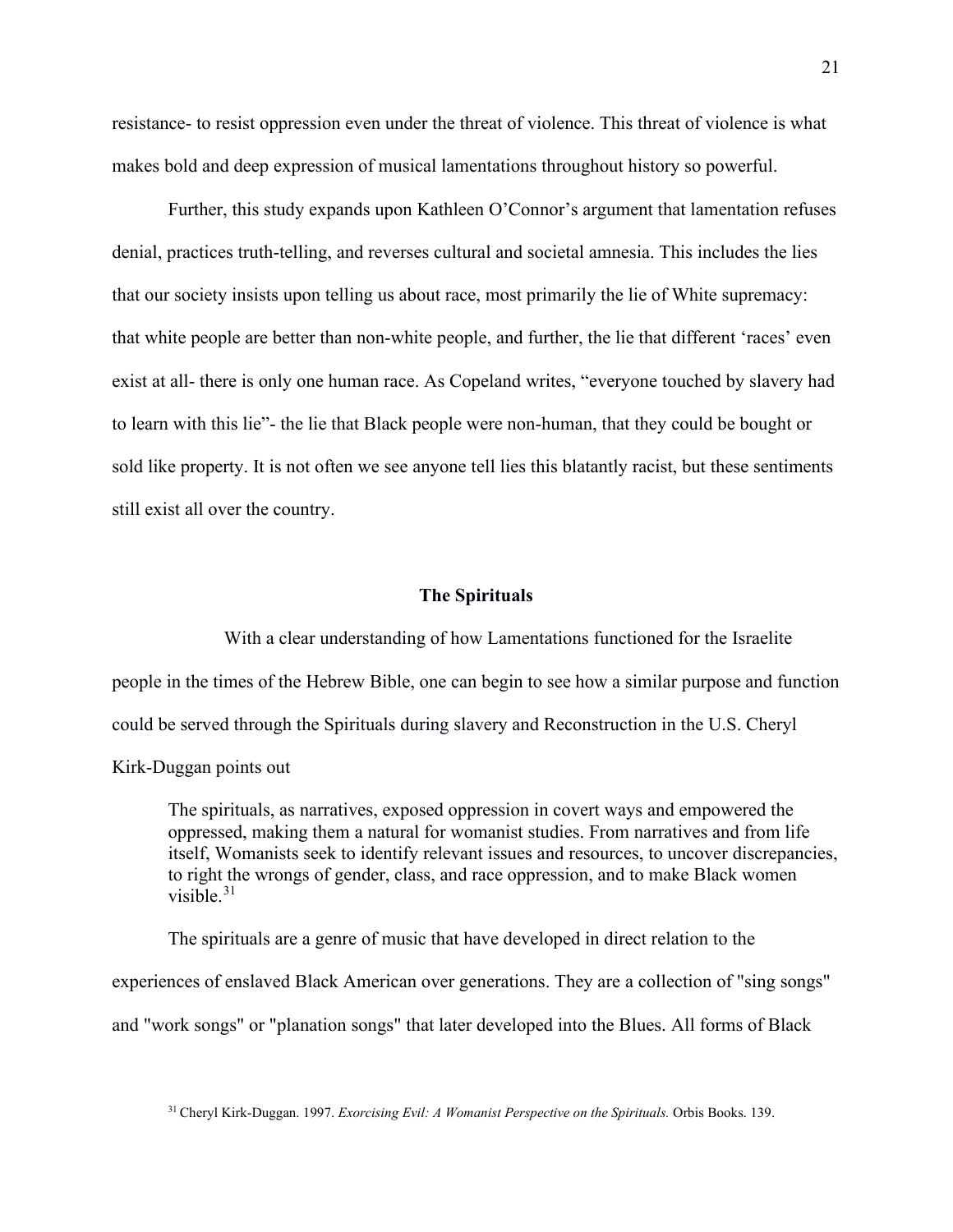resistance- to resist oppression even under the threat of violence. This threat of violence is what makes bold and deep expression of musical lamentations throughout history so powerful.

Further, this study expands upon Kathleen O'Connor's argument that lamentation refuses denial, practices truth-telling, and reverses cultural and societal amnesia. This includes the lies that our society insists upon telling us about race, most primarily the lie of White supremacy: that white people are better than non-white people, and further, the lie that different 'races' even exist at all- there is only one human race. As Copeland writes, "everyone touched by slavery had to learn with this lie"- the lie that Black people were non-human, that they could be bought or sold like property. It is not often we see anyone tell lies this blatantly racist, but these sentiments still exist all over the country.

## The Spirituals

With a clear understanding of how Lamentations functioned for the Israelite people in the times of the Hebrew Bible, one can begin to see how a similar purpose and function could be served through the Spirituals during slavery and Reconstruction in the U.S. Cheryl Kirk-Duggan points out

> The spirituals, as narratives, exposed oppression in covert ways and empowered the oppressed, making them a natural for womanist studies. From narratives and from life itself, Womanists seek to identify relevant issues and resources, to uncover discrepancies, to right the wrongs of gender, class, and race oppression, and to make Black women visible.[31]

The spirituals are a genre of music that have developed in direct relation to the experiences of enslaved Black American over generations. They are a collection of "sing songs" and "work songs" or "planation songs" that later developed into the Blues. All forms of Black

[31] Cheryl Kirk-Duggan. 1997. *Exorcising Evil: A Womanist Perspective on the Spirituals.* Orbis Books. 139.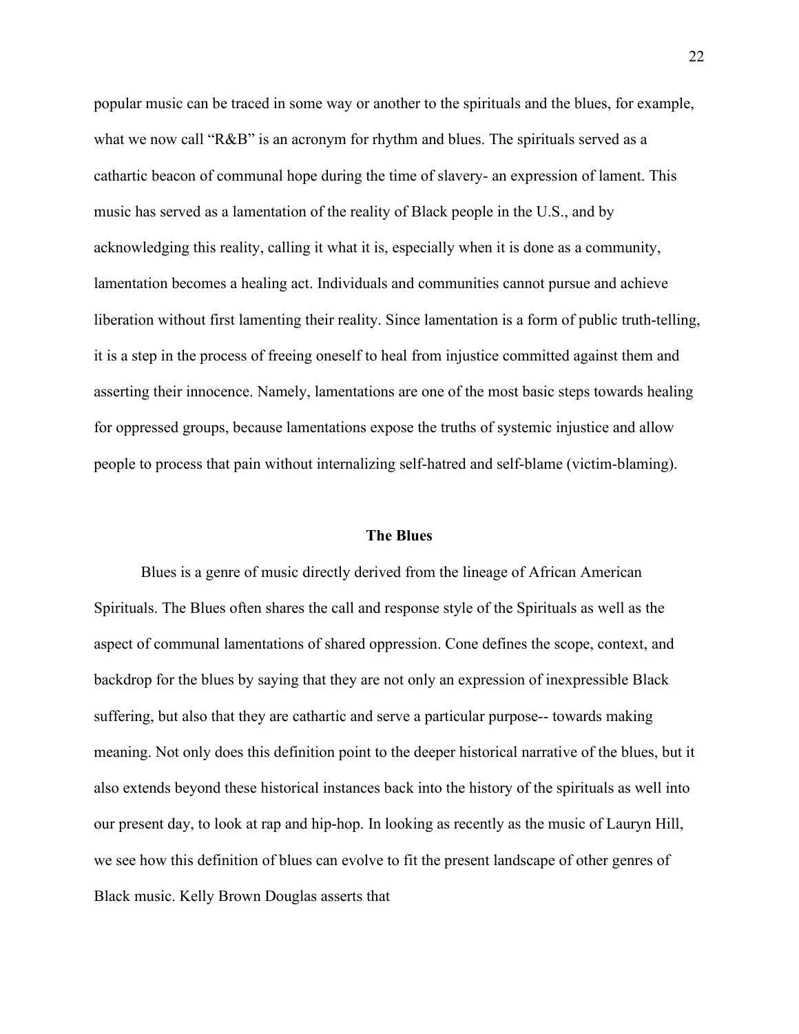popular music can be traced in some way or another to the spirituals and the blues, for example, what we now call "R&B" is an acronym for rhythm and blues. The spirituals served as a cathartic beacon of communal hope during the time of slavery- an expression of lament. This music has served as a lamentation of the reality of Black people in the U.S., and by acknowledging this reality, calling it what it is, especially when it is done as a community, lamentation becomes a healing act. Individuals and communities cannot pursue and achieve liberation without first lamenting their reality. Since lamentation is a form of public truth-telling, it is a step in the process of freeing oneself to heal from injustice committed against them and asserting their innocence. Namely, lamentations are one of the most basic steps towards healing for oppressed groups, because lamentations expose the truths of systemic injustice and allow people to process that pain without internalizing self-hatred and self-blame (victim-blaming).

## The Blues

Blues is a genre of music directly derived from the lineage of African American Spirituals. The Blues often shares the call and response style of the Spirituals as well as the aspect of communal lamentations of shared oppression. Cone defines the scope, context, and backdrop for the blues by saying that they are not only an expression of inexpressible Black suffering, but also that they are cathartic and serve a particular purpose-- towards making meaning. Not only does this definition point to the deeper historical narrative of the blues, but it also extends beyond these historical instances back into the history of the spirituals as well into our present day, to look at rap and hip-hop. In looking as recently as the music of Lauryn Hill, we see how this definition of blues can evolve to fit the present landscape of other genres of Black music. Kelly Brown Douglas asserts that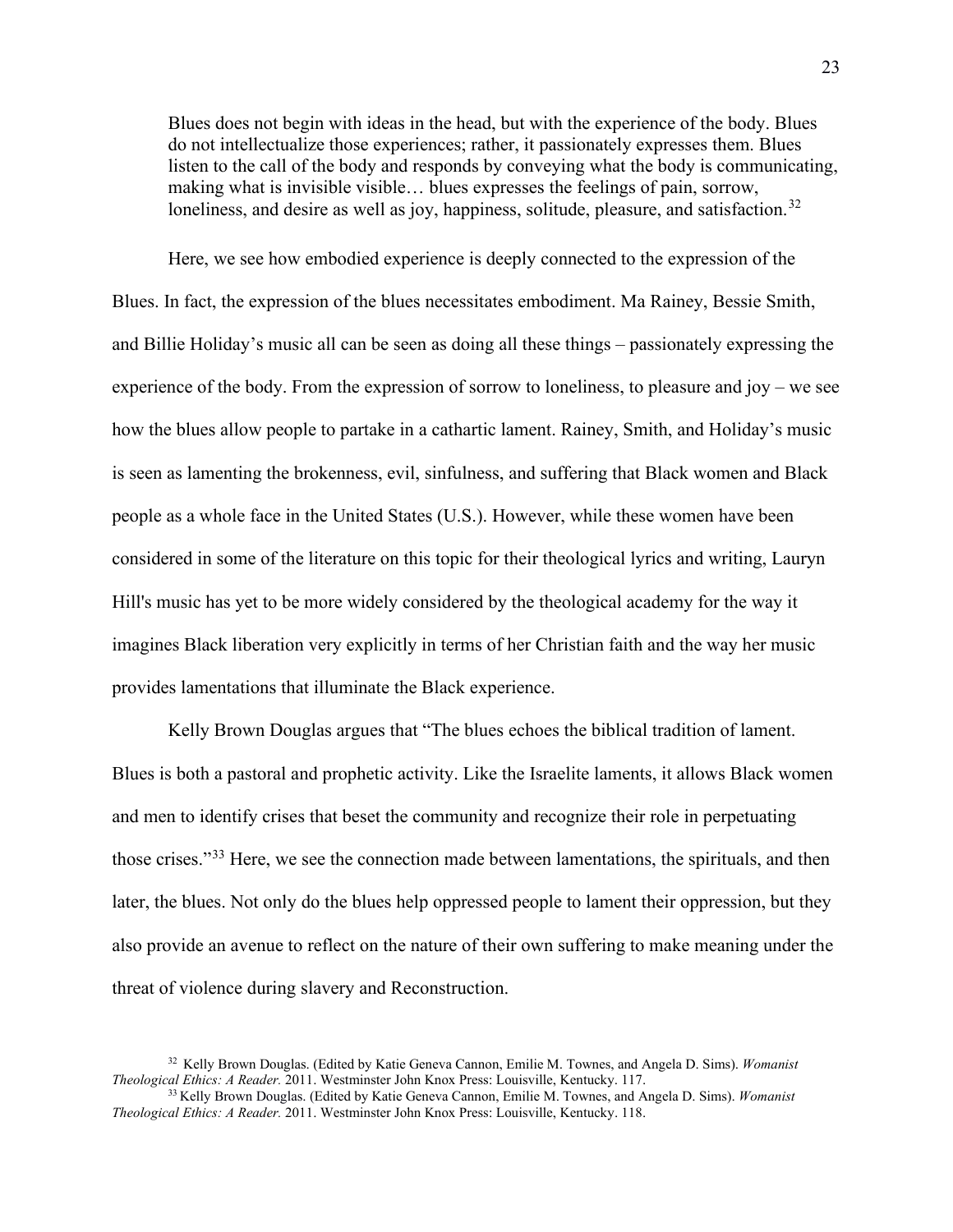> Blues does not begin with ideas in the head, but with the experience of the body. Blues do not intellectualize those experiences; rather, it passionately expresses them. Blues listen to the call of the body and responds by conveying what the body is communicating, making what is invisible visible… blues expresses the feelings of pain, sorrow, loneliness, and desire as well as joy, happiness, solitude, pleasure, and satisfaction.[32]

Here, we see how embodied experience is deeply connected to the expression of the Blues. In fact, the expression of the blues necessitates embodiment. Ma Rainey, Bessie Smith, and Billie Holiday's music all can be seen as doing all these things – passionately expressing the experience of the body. From the expression of sorrow to loneliness, to pleasure and joy – we see how the blues allow people to partake in a cathartic lament. Rainey, Smith, and Holiday's music is seen as lamenting the brokenness, evil, sinfulness, and suffering that Black women and Black people as a whole face in the United States (U.S.). However, while these women have been considered in some of the literature on this topic for their theological lyrics and writing, Lauryn Hill's music has yet to be more widely considered by the theological academy for the way it imagines Black liberation very explicitly in terms of her Christian faith and the way her music provides lamentations that illuminate the Black experience.

Kelly Brown Douglas argues that "The blues echoes the biblical tradition of lament. Blues is both a pastoral and prophetic activity. Like the Israelite laments, it allows Black women and men to identify crises that beset the community and recognize their role in perpetuating those crises."[33] Here, we see the connection made between lamentations, the spirituals, and then later, the blues. Not only do the blues help oppressed people to lament their oppression, but they also provide an avenue to reflect on the nature of their own suffering to make meaning under the threat of violence during slavery and Reconstruction.

---

[32] Kelly Brown Douglas. (Edited by Katie Geneva Cannon, Emilie M. Townes, and Angela D. Sims). *Womanist Theological Ethics: A Reader.* 2011. Westminster John Knox Press: Louisville, Kentucky. 117.

[33] Kelly Brown Douglas. (Edited by Katie Geneva Cannon, Emilie M. Townes, and Angela D. Sims). *Womanist Theological Ethics: A Reader.* 2011. Westminster John Knox Press: Louisville, Kentucky. 118.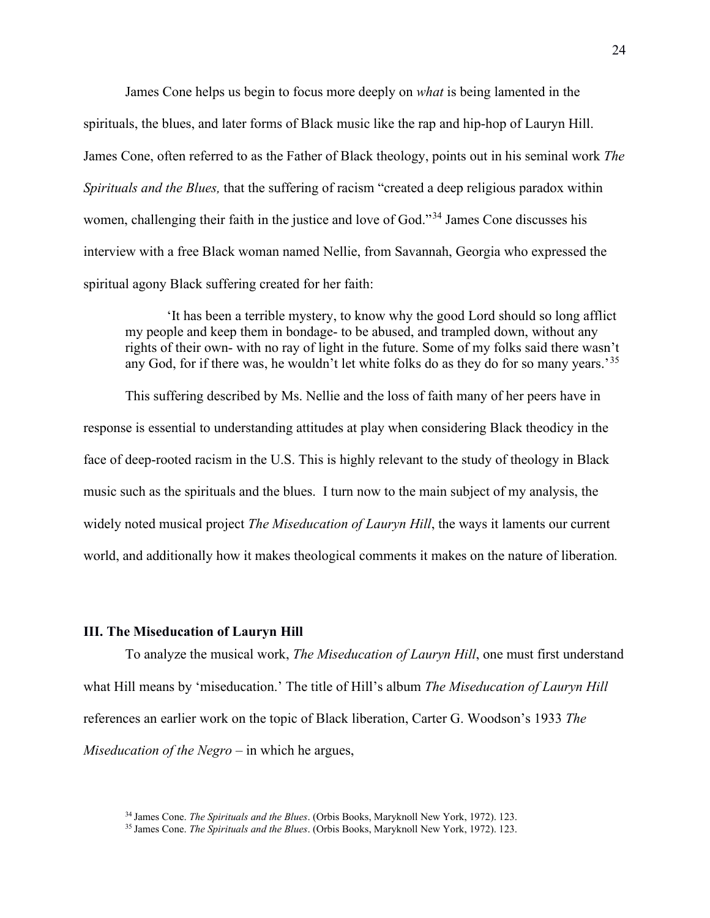James Cone helps us begin to focus more deeply on *what* is being lamented in the spirituals, the blues, and later forms of Black music like the rap and hip-hop of Lauryn Hill. James Cone, often referred to as the Father of Black theology, points out in his seminal work *The Spirituals and the Blues,* that the suffering of racism "created a deep religious paradox within women, challenging their faith in the justice and love of God."[34] James Cone discusses his interview with a free Black woman named Nellie, from Savannah, Georgia who expressed the spiritual agony Black suffering created for her faith:

> 'It has been a terrible mystery, to know why the good Lord should so long afflict my people and keep them in bondage- to be abused, and trampled down, without any rights of their own- with no ray of light in the future. Some of my folks said there wasn't any God, for if there was, he wouldn't let white folks do as they do for so many years.'[35]

This suffering described by Ms. Nellie and the loss of faith many of her peers have in response is essential to understanding attitudes at play when considering Black theodicy in the face of deep-rooted racism in the U.S. This is highly relevant to the study of theology in Black music such as the spirituals and the blues. I turn now to the main subject of my analysis, the widely noted musical project *The Miseducation of Lauryn Hill*, the ways it laments our current world, and additionally how it makes theological comments it makes on the nature of liberation.

## III. The Miseducation of Lauryn Hill

To analyze the musical work, *The Miseducation of Lauryn Hill*, one must first understand what Hill means by 'miseducation.' The title of Hill's album *The Miseducation of Lauryn Hill* references an earlier work on the topic of Black liberation, Carter G. Woodson's 1933 *The Miseducation of the Negro* – in which he argues,

[34] James Cone. *The Spirituals and the Blues*. (Orbis Books, Maryknoll New York, 1972). 123.

[35] James Cone. *The Spirituals and the Blues*. (Orbis Books, Maryknoll New York, 1972). 123.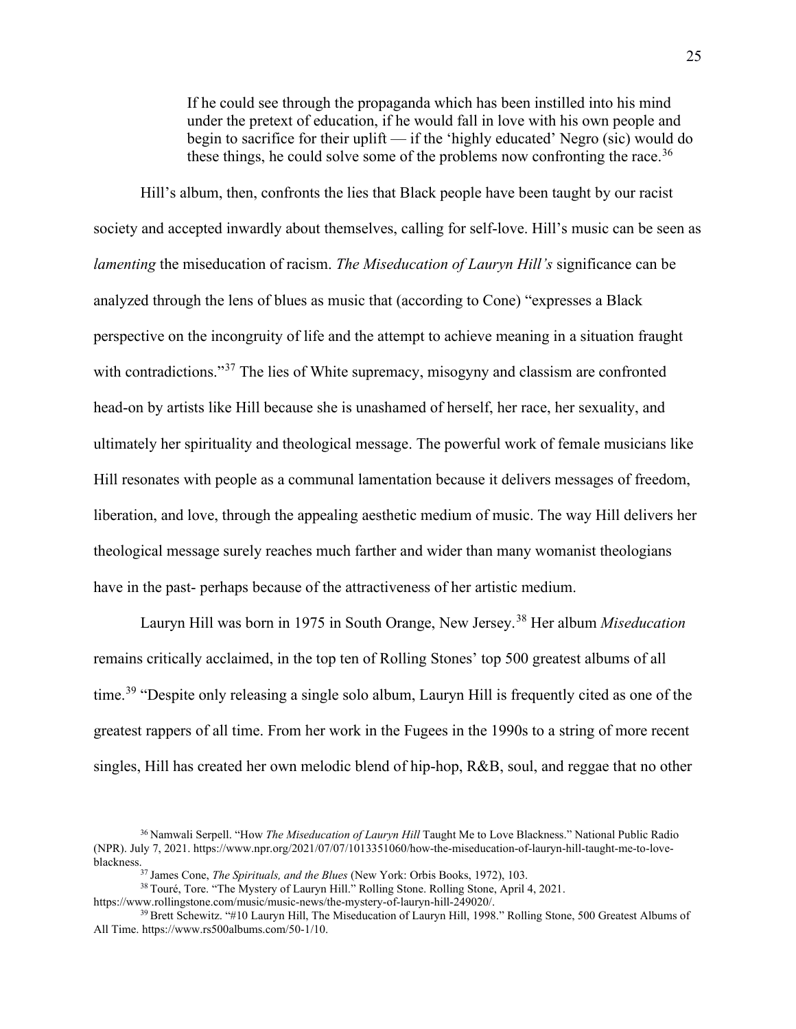> If he could see through the propaganda which has been instilled into his mind under the pretext of education, if he would fall in love with his own people and begin to sacrifice for their uplift — if the 'highly educated' Negro (sic) would do these things, he could solve some of the problems now confronting the race.[36]

Hill's album, then, confronts the lies that Black people have been taught by our racist society and accepted inwardly about themselves, calling for self-love. Hill's music can be seen as *lamenting* the miseducation of racism. *The Miseducation of Lauryn Hill's* significance can be analyzed through the lens of blues as music that (according to Cone) "expresses a Black perspective on the incongruity of life and the attempt to achieve meaning in a situation fraught with contradictions."[37] The lies of White supremacy, misogyny and classism are confronted head-on by artists like Hill because she is unashamed of herself, her race, her sexuality, and ultimately her spirituality and theological message. The powerful work of female musicians like Hill resonates with people as a communal lamentation because it delivers messages of freedom, liberation, and love, through the appealing aesthetic medium of music. The way Hill delivers her theological message surely reaches much farther and wider than many womanist theologians have in the past- perhaps because of the attractiveness of her artistic medium.

Lauryn Hill was born in 1975 in South Orange, New Jersey.[38] Her album *Miseducation* remains critically acclaimed, in the top ten of Rolling Stones' top 500 greatest albums of all time.[39] "Despite only releasing a single solo album, Lauryn Hill is frequently cited as one of the greatest rappers of all time. From her work in the Fugees in the 1990s to a string of more recent singles, Hill has created her own melodic blend of hip-hop, R&B, soul, and reggae that no other

---

[36] Namwali Serpell. "How *The Miseducation of Lauryn Hill* Taught Me to Love Blackness." National Public Radio (NPR). July 7, 2021. https://www.npr.org/2021/07/07/1013351060/how-the-miseducation-of-lauryn-hill-taught-me-to-love-blackness.

[37] James Cone, *The Spirituals, and the Blues* (New York: Orbis Books, 1972), 103.

[38] Touré, Tore. "The Mystery of Lauryn Hill." Rolling Stone. Rolling Stone, April 4, 2021. https://www.rollingstone.com/music/music-news/the-mystery-of-lauryn-hill-249020/.

[39] Brett Schewitz. "#10 Lauryn Hill, The Miseducation of Lauryn Hill, 1998." Rolling Stone, 500 Greatest Albums of All Time. https://www.rs500albums.com/50-1/10.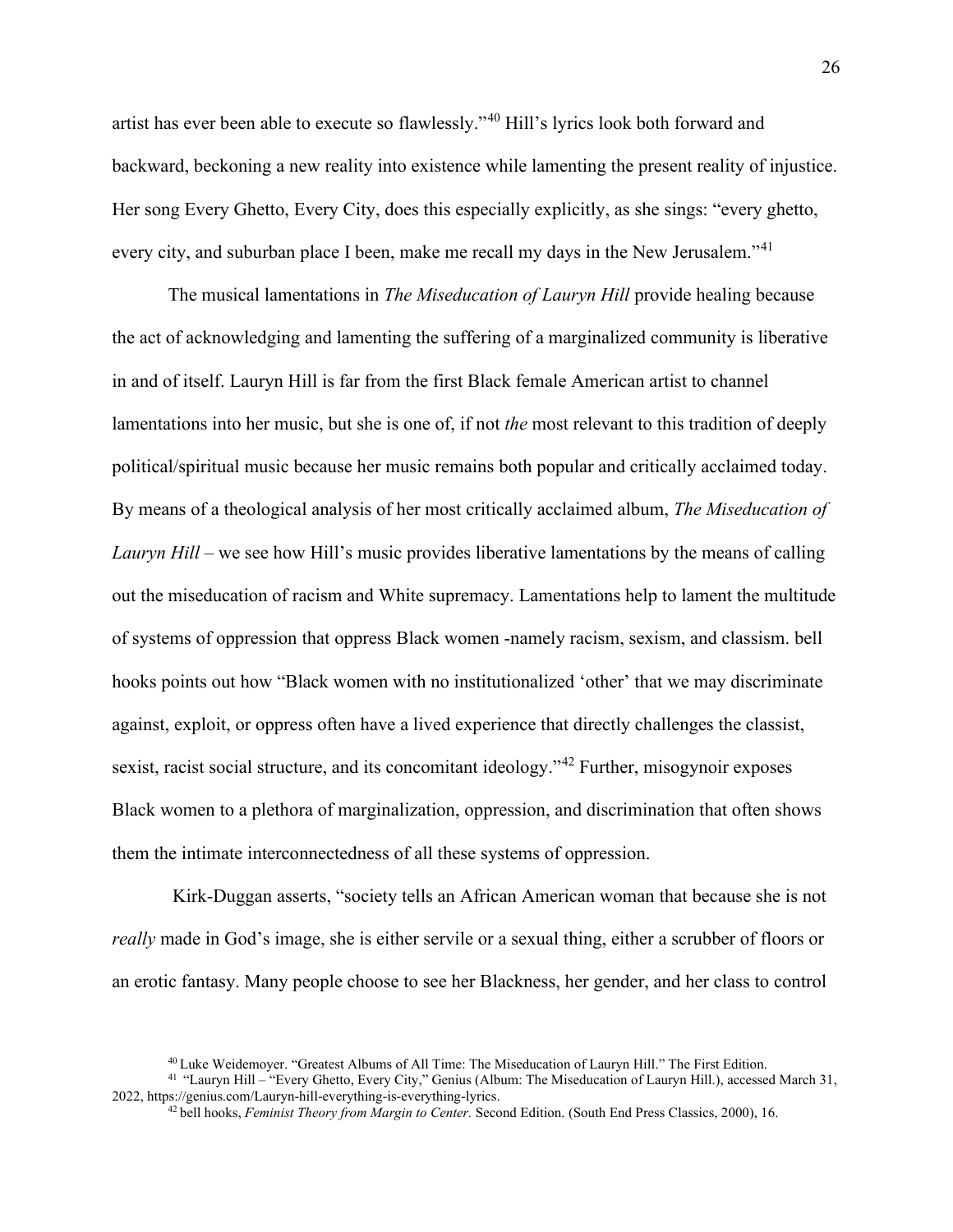artist has ever been able to execute so flawlessly."[40] Hill's lyrics look both forward and backward, beckoning a new reality into existence while lamenting the present reality of injustice. Her song Every Ghetto, Every City, does this especially explicitly, as she sings: "every ghetto, every city, and suburban place I been, make me recall my days in the New Jerusalem."[41]

The musical lamentations in *The Miseducation of Lauryn Hill* provide healing because the act of acknowledging and lamenting the suffering of a marginalized community is liberative in and of itself. Lauryn Hill is far from the first Black female American artist to channel lamentations into her music, but she is one of, if not *the* most relevant to this tradition of deeply political/spiritual music because her music remains both popular and critically acclaimed today. By means of a theological analysis of her most critically acclaimed album, *The Miseducation of Lauryn Hill* – we see how Hill's music provides liberative lamentations by the means of calling out the miseducation of racism and White supremacy. Lamentations help to lament the multitude of systems of oppression that oppress Black women -namely racism, sexism, and classism. bell hooks points out how "Black women with no institutionalized 'other' that we may discriminate against, exploit, or oppress often have a lived experience that directly challenges the classist, sexist, racist social structure, and its concomitant ideology."[42] Further, misogynoir exposes Black women to a plethora of marginalization, oppression, and discrimination that often shows them the intimate interconnectedness of all these systems of oppression.

Kirk-Duggan asserts, "society tells an African American woman that because she is not *really* made in God's image, she is either servile or a sexual thing, either a scrubber of floors or an erotic fantasy. Many people choose to see her Blackness, her gender, and her class to control

---

[40] Luke Weidemoyer. "Greatest Albums of All Time: The Miseducation of Lauryn Hill." The First Edition.

[41] "Lauryn Hill – "Every Ghetto, Every City," Genius (Album: The Miseducation of Lauryn Hill.), accessed March 31, 2022, https://genius.com/Lauryn-hill-everything-is-everything-lyrics.

[42] bell hooks, *Feminist Theory from Margin to Center.* Second Edition. (South End Press Classics, 2000), 16.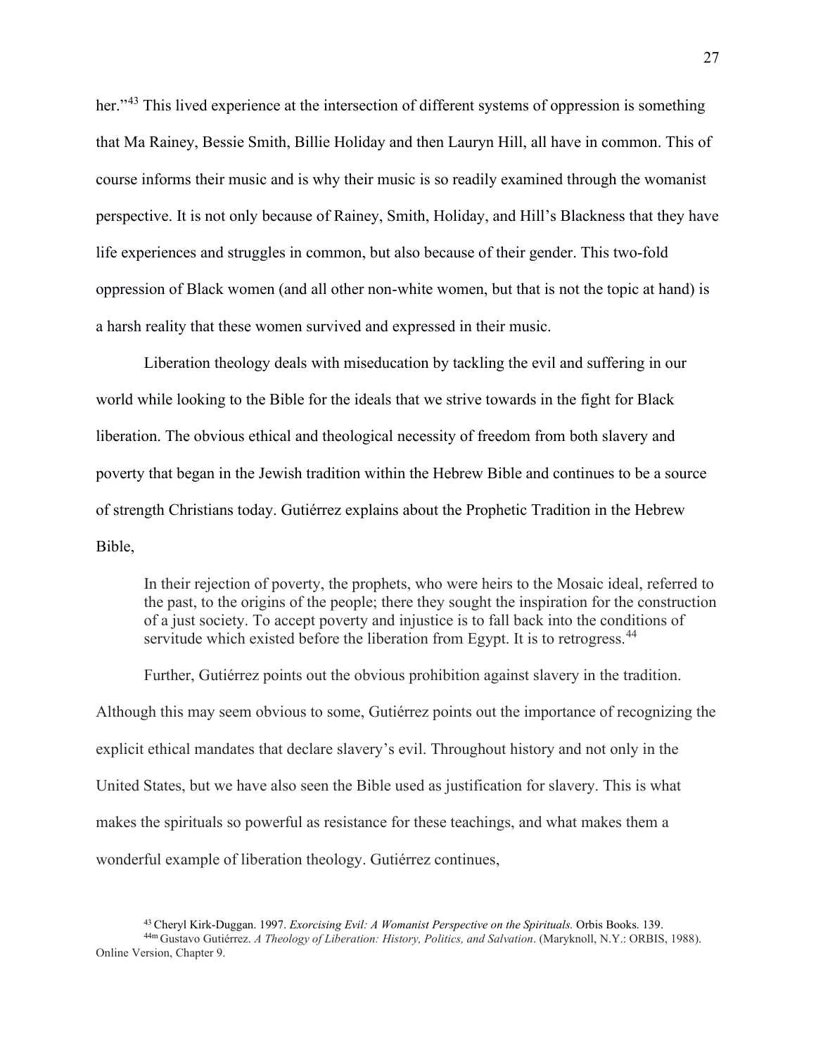her."[43] This lived experience at the intersection of different systems of oppression is something that Ma Rainey, Bessie Smith, Billie Holiday and then Lauryn Hill, all have in common. This of course informs their music and is why their music is so readily examined through the womanist perspective. It is not only because of Rainey, Smith, Holiday, and Hill's Blackness that they have life experiences and struggles in common, but also because of their gender. This two-fold oppression of Black women (and all other non-white women, but that is not the topic at hand) is a harsh reality that these women survived and expressed in their music.

Liberation theology deals with miseducation by tackling the evil and suffering in our world while looking to the Bible for the ideals that we strive towards in the fight for Black liberation. The obvious ethical and theological necessity of freedom from both slavery and poverty that began in the Jewish tradition within the Hebrew Bible and continues to be a source of strength Christians today. Gutiérrez explains about the Prophetic Tradition in the Hebrew Bible,

> In their rejection of poverty, the prophets, who were heirs to the Mosaic ideal, referred to the past, to the origins of the people; there they sought the inspiration for the construction of a just society. To accept poverty and injustice is to fall back into the conditions of servitude which existed before the liberation from Egypt. It is to retrogress.[44]

Further, Gutiérrez points out the obvious prohibition against slavery in the tradition. Although this may seem obvious to some, Gutiérrez points out the importance of recognizing the explicit ethical mandates that declare slavery's evil. Throughout history and not only in the United States, but we have also seen the Bible used as justification for slavery. This is what makes the spirituals so powerful as resistance for these teachings, and what makes them a wonderful example of liberation theology. Gutiérrez continues,

---

[43] Cheryl Kirk-Duggan. 1997. *Exorcising Evil: A Womanist Perspective on the Spirituals.* Orbis Books. 139.

[44m] Gustavo Gutiérrez. *A Theology of Liberation: History, Politics, and Salvation*. (Maryknoll, N.Y.: ORBIS, 1988). Online Version, Chapter 9.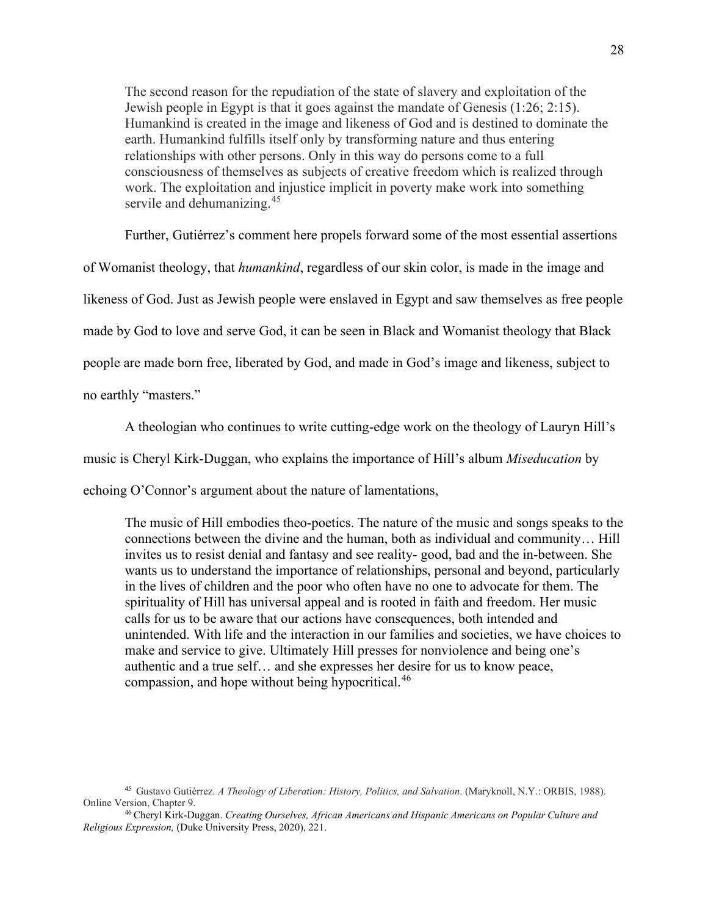> The second reason for the repudiation of the state of slavery and exploitation of the Jewish people in Egypt is that it goes against the mandate of Genesis (1:26; 2:15). Humankind is created in the image and likeness of God and is destined to dominate the earth. Humankind fulfills itself only by transforming nature and thus entering relationships with other persons. Only in this way do persons come to a full consciousness of themselves as subjects of creative freedom which is realized through work. The exploitation and injustice implicit in poverty make work into something servile and dehumanizing.[45]

Further, Gutiérrez's comment here propels forward some of the most essential assertions of Womanist theology, that *humankind*, regardless of our skin color, is made in the image and likeness of God. Just as Jewish people were enslaved in Egypt and saw themselves as free people made by God to love and serve God, it can be seen in Black and Womanist theology that Black people are made born free, liberated by God, and made in God's image and likeness, subject to no earthly "masters."

A theologian who continues to write cutting-edge work on the theology of Lauryn Hill's music is Cheryl Kirk-Duggan, who explains the importance of Hill's album *Miseducation* by echoing O'Connor's argument about the nature of lamentations,

> The music of Hill embodies theo-poetics. The nature of the music and songs speaks to the connections between the divine and the human, both as individual and community… Hill invites us to resist denial and fantasy and see reality- good, bad and the in-between. She wants us to understand the importance of relationships, personal and beyond, particularly in the lives of children and the poor who often have no one to advocate for them. The spirituality of Hill has universal appeal and is rooted in faith and freedom. Her music calls for us to be aware that our actions have consequences, both intended and unintended. With life and the interaction in our families and societies, we have choices to make and service to give. Ultimately Hill presses for nonviolence and being one's authentic and a true self… and she expresses her desire for us to know peace, compassion, and hope without being hypocritical.[46]

[45] Gustavo Gutiérrez. *A Theology of Liberation: History, Politics, and Salvation*. (Maryknoll, N.Y.: ORBIS, 1988). Online Version, Chapter 9.

[46] Cheryl Kirk-Duggan. *Creating Ourselves, African Americans and Hispanic Americans on Popular Culture and Religious Expression,* (Duke University Press, 2020), 221.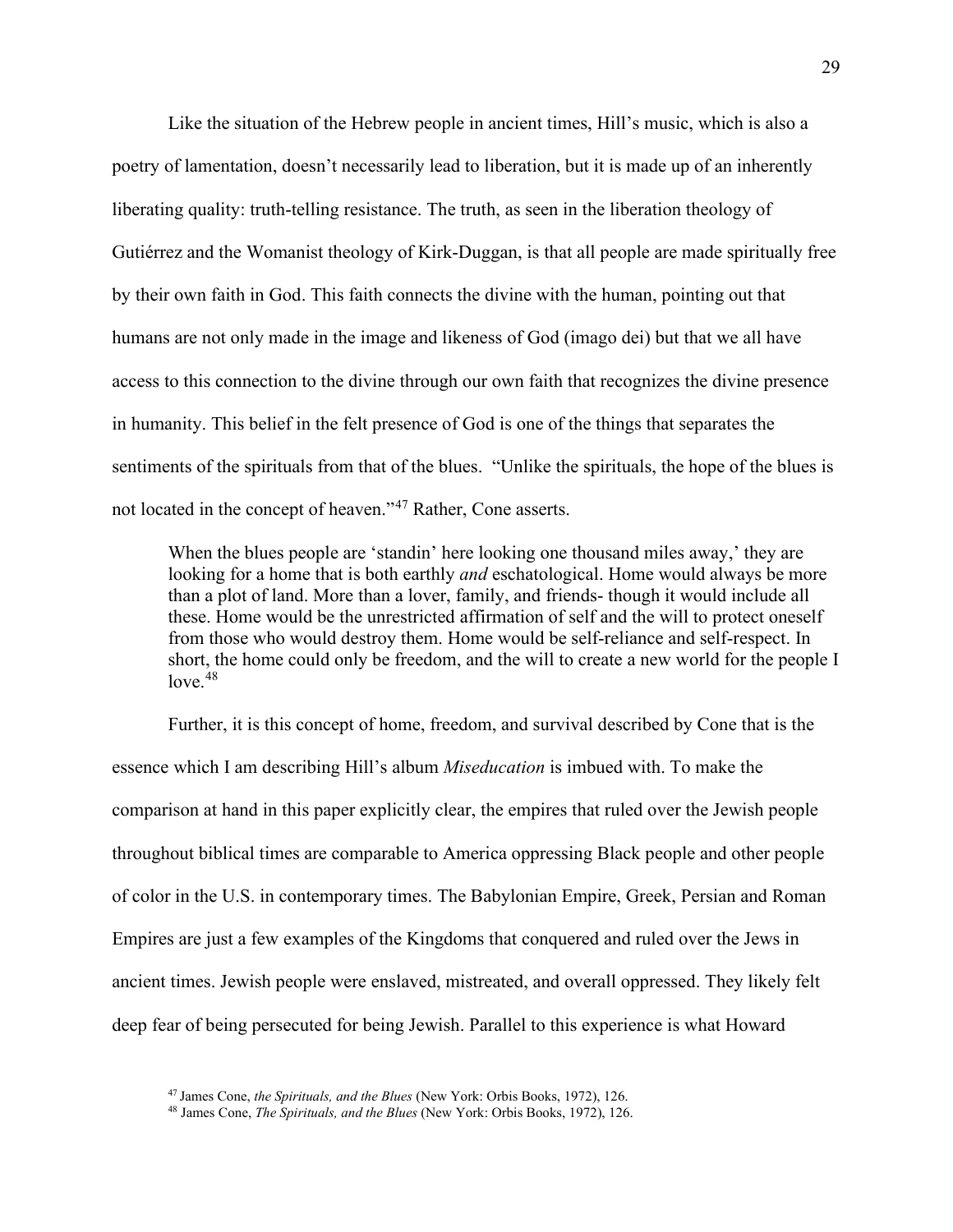Like the situation of the Hebrew people in ancient times, Hill's music, which is also a poetry of lamentation, doesn't necessarily lead to liberation, but it is made up of an inherently liberating quality: truth-telling resistance. The truth, as seen in the liberation theology of Gutiérrez and the Womanist theology of Kirk-Duggan, is that all people are made spiritually free by their own faith in God. This faith connects the divine with the human, pointing out that humans are not only made in the image and likeness of God (imago dei) but that we all have access to this connection to the divine through our own faith that recognizes the divine presence in humanity. This belief in the felt presence of God is one of the things that separates the sentiments of the spirituals from that of the blues. "Unlike the spirituals, the hope of the blues is not located in the concept of heaven."[47] Rather, Cone asserts.

> When the blues people are 'standin' here looking one thousand miles away,' they are looking for a home that is both earthly *and* eschatological. Home would always be more than a plot of land. More than a lover, family, and friends- though it would include all these. Home would be the unrestricted affirmation of self and the will to protect oneself from those who would destroy them. Home would be self-reliance and self-respect. In short, the home could only be freedom, and the will to create a new world for the people I love.[48]

Further, it is this concept of home, freedom, and survival described by Cone that is the essence which I am describing Hill's album *Miseducation* is imbued with. To make the comparison at hand in this paper explicitly clear, the empires that ruled over the Jewish people throughout biblical times are comparable to America oppressing Black people and other people of color in the U.S. in contemporary times. The Babylonian Empire, Greek, Persian and Roman Empires are just a few examples of the Kingdoms that conquered and ruled over the Jews in ancient times. Jewish people were enslaved, mistreated, and overall oppressed. They likely felt deep fear of being persecuted for being Jewish. Parallel to this experience is what Howard

[47] James Cone, *the Spirituals, and the Blues* (New York: Orbis Books, 1972), 126.

[48] James Cone, *The Spirituals, and the Blues* (New York: Orbis Books, 1972), 126.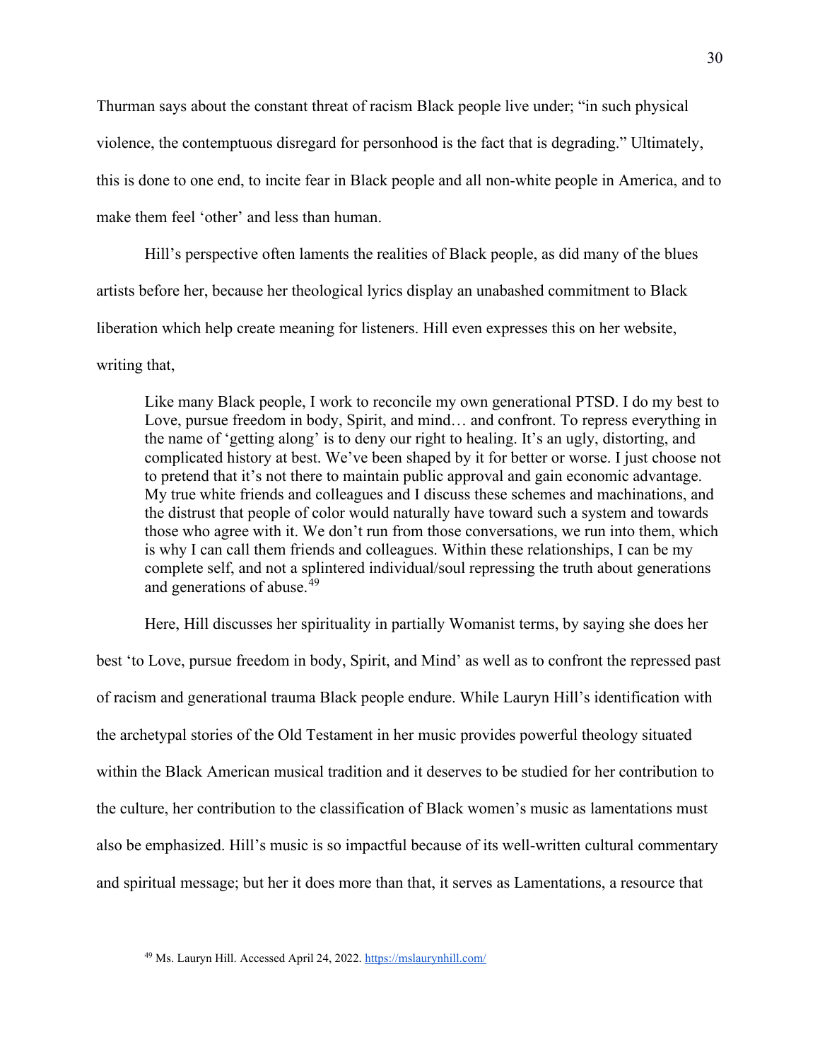Thurman says about the constant threat of racism Black people live under; "in such physical violence, the contemptuous disregard for personhood is the fact that is degrading." Ultimately, this is done to one end, to incite fear in Black people and all non-white people in America, and to make them feel 'other' and less than human.

Hill's perspective often laments the realities of Black people, as did many of the blues artists before her, because her theological lyrics display an unabashed commitment to Black liberation which help create meaning for listeners. Hill even expresses this on her website, writing that,

> Like many Black people, I work to reconcile my own generational PTSD. I do my best to Love, pursue freedom in body, Spirit, and mind… and confront. To repress everything in the name of 'getting along' is to deny our right to healing. It's an ugly, distorting, and complicated history at best. We've been shaped by it for better or worse. I just choose not to pretend that it's not there to maintain public approval and gain economic advantage. My true white friends and colleagues and I discuss these schemes and machinations, and the distrust that people of color would naturally have toward such a system and towards those who agree with it. We don't run from those conversations, we run into them, which is why I can call them friends and colleagues. Within these relationships, I can be my complete self, and not a splintered individual/soul repressing the truth about generations and generations of abuse.[49]

Here, Hill discusses her spirituality in partially Womanist terms, by saying she does her best 'to Love, pursue freedom in body, Spirit, and Mind' as well as to confront the repressed past of racism and generational trauma Black people endure. While Lauryn Hill's identification with the archetypal stories of the Old Testament in her music provides powerful theology situated within the Black American musical tradition and it deserves to be studied for her contribution to the culture, her contribution to the classification of Black women's music as lamentations must also be emphasized. Hill's music is so impactful because of its well-written cultural commentary and spiritual message; but her it does more than that, it serves as Lamentations, a resource that

[49] Ms. Lauryn Hill. Accessed April 24, 2022. https://mslaurynhill.com/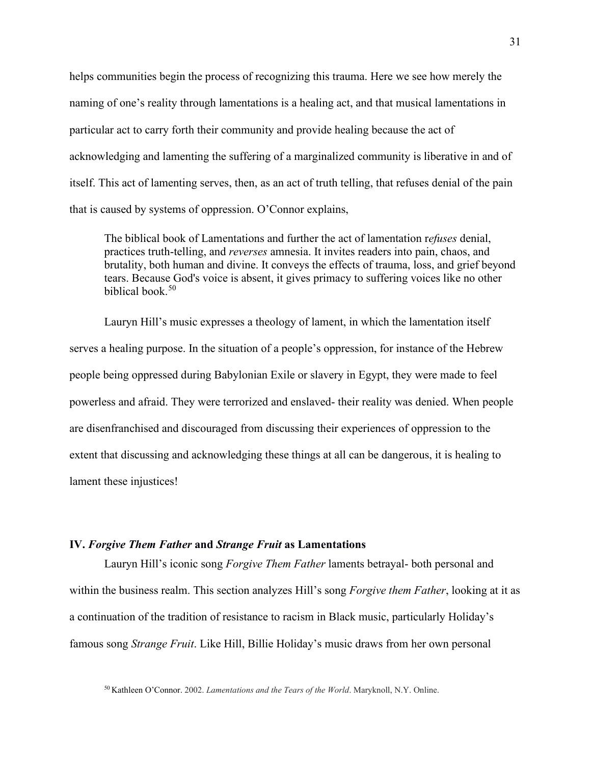helps communities begin the process of recognizing this trauma. Here we see how merely the naming of one's reality through lamentations is a healing act, and that musical lamentations in particular act to carry forth their community and provide healing because the act of acknowledging and lamenting the suffering of a marginalized community is liberative in and of itself. This act of lamenting serves, then, as an act of truth telling, that refuses denial of the pain that is caused by systems of oppression. O'Connor explains,

> The biblical book of Lamentations and further the act of lamentation r*efuses* denial, practices truth-telling, and *reverses* amnesia. It invites readers into pain, chaos, and brutality, both human and divine. It conveys the effects of trauma, loss, and grief beyond tears. Because God's voice is absent, it gives primacy to suffering voices like no other biblical book.[50]

Lauryn Hill's music expresses a theology of lament, in which the lamentation itself serves a healing purpose. In the situation of a people's oppression, for instance of the Hebrew people being oppressed during Babylonian Exile or slavery in Egypt, they were made to feel powerless and afraid. They were terrorized and enslaved- their reality was denied. When people are disenfranchised and discouraged from discussing their experiences of oppression to the extent that discussing and acknowledging these things at all can be dangerous, it is healing to lament these injustices!

### IV. *Forgive Them Father* and *Strange Fruit* as Lamentations

Lauryn Hill's iconic song *Forgive Them Father* laments betrayal- both personal and within the business realm. This section analyzes Hill's song *Forgive them Father*, looking at it as a continuation of the tradition of resistance to racism in Black music, particularly Holiday's famous song *Strange Fruit*. Like Hill, Billie Holiday's music draws from her own personal

[50] Kathleen O'Connor. 2002. *Lamentations and the Tears of the World*. Maryknoll, N.Y. Online.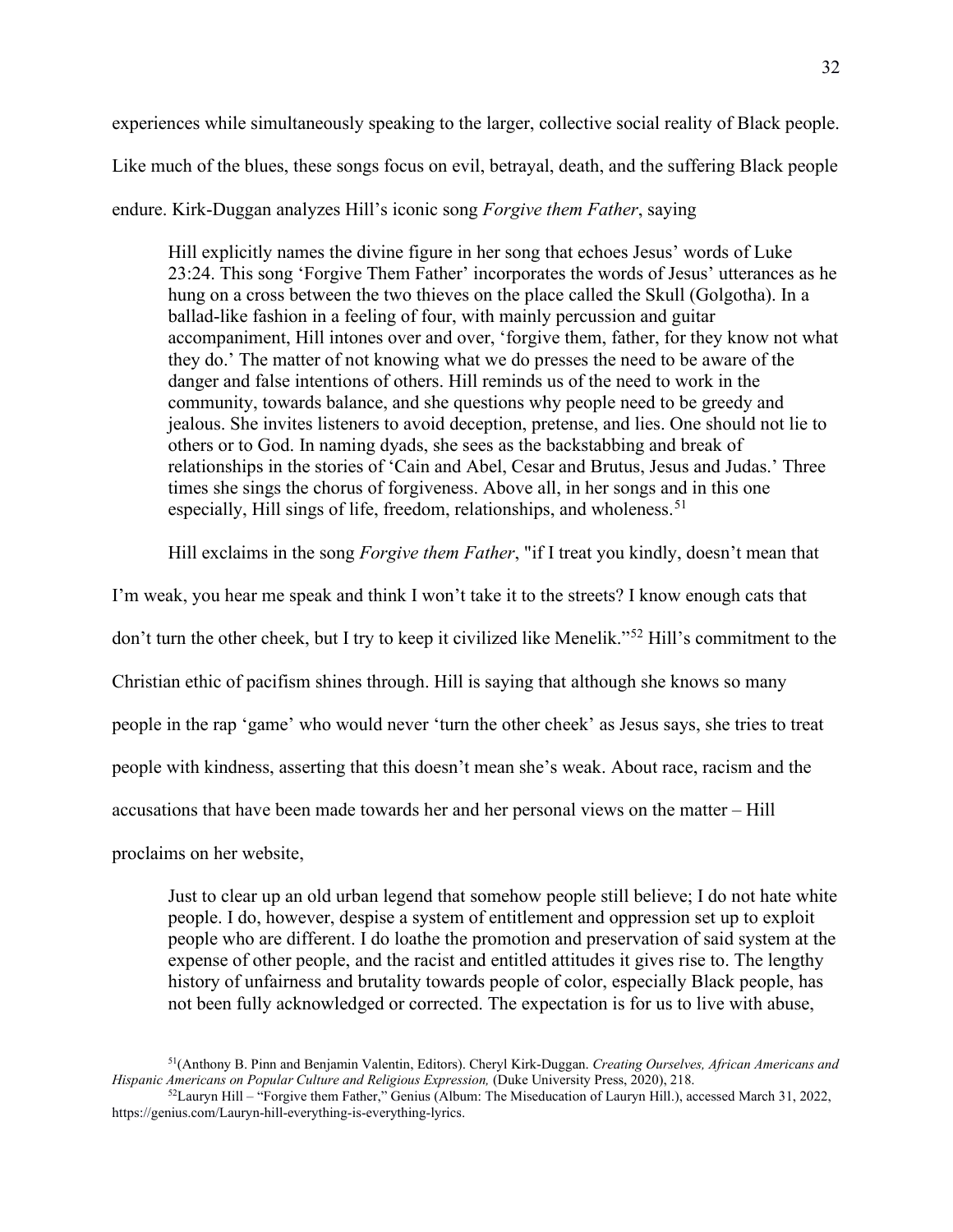experiences while simultaneously speaking to the larger, collective social reality of Black people. Like much of the blues, these songs focus on evil, betrayal, death, and the suffering Black people endure. Kirk-Duggan analyzes Hill's iconic song *Forgive them Father*, saying

> Hill explicitly names the divine figure in her song that echoes Jesus' words of Luke 23:24. This song 'Forgive Them Father' incorporates the words of Jesus' utterances as he hung on a cross between the two thieves on the place called the Skull (Golgotha). In a ballad-like fashion in a feeling of four, with mainly percussion and guitar accompaniment, Hill intones over and over, 'forgive them, father, for they know not what they do.' The matter of not knowing what we do presses the need to be aware of the danger and false intentions of others. Hill reminds us of the need to work in the community, towards balance, and she questions why people need to be greedy and jealous. She invites listeners to avoid deception, pretense, and lies. One should not lie to others or to God. In naming dyads, she sees as the backstabbing and break of relationships in the stories of 'Cain and Abel, Cesar and Brutus, Jesus and Judas.' Three times she sings the chorus of forgiveness. Above all, in her songs and in this one especially, Hill sings of life, freedom, relationships, and wholeness.[51]

Hill exclaims in the song *Forgive them Father*, "if I treat you kindly, doesn't mean that I'm weak, you hear me speak and think I won't take it to the streets? I know enough cats that don't turn the other cheek, but I try to keep it civilized like Menelik."[52] Hill's commitment to the Christian ethic of pacifism shines through. Hill is saying that although she knows so many people in the rap 'game' who would never 'turn the other cheek' as Jesus says, she tries to treat people with kindness, asserting that this doesn't mean she's weak. About race, racism and the accusations that have been made towards her and her personal views on the matter – Hill proclaims on her website,

> Just to clear up an old urban legend that somehow people still believe; I do not hate white people. I do, however, despise a system of entitlement and oppression set up to exploit people who are different. I do loathe the promotion and preservation of said system at the expense of other people, and the racist and entitled attitudes it gives rise to. The lengthy history of unfairness and brutality towards people of color, especially Black people, has not been fully acknowledged or corrected. The expectation is for us to live with abuse,

---

[51](Anthony B. Pinn and Benjamin Valentin, Editors). Cheryl Kirk-Duggan. *Creating Ourselves, African Americans and Hispanic Americans on Popular Culture and Religious Expression,* (Duke University Press, 2020), 218.

[52]Lauryn Hill – "Forgive them Father," Genius (Album: The Miseducation of Lauryn Hill.), accessed March 31, 2022, https://genius.com/Lauryn-hill-everything-is-everything-lyrics.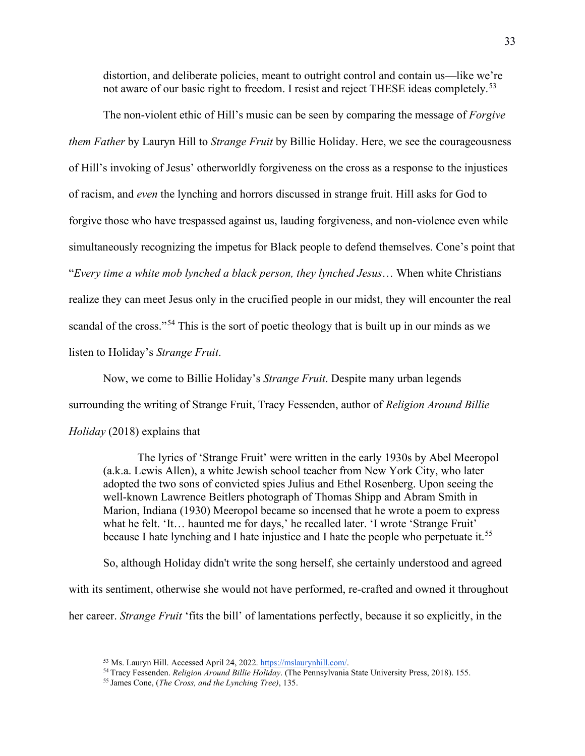> distortion, and deliberate policies, meant to outright control and contain us—like we're not aware of our basic right to freedom. I resist and reject THESE ideas completely.[53]

The non-violent ethic of Hill's music can be seen by comparing the message of *Forgive them Father* by Lauryn Hill to *Strange Fruit* by Billie Holiday. Here, we see the courageousness of Hill's invoking of Jesus' otherworldly forgiveness on the cross as a response to the injustices of racism, and *even* the lynching and horrors discussed in strange fruit. Hill asks for God to forgive those who have trespassed against us, lauding forgiveness, and non-violence even while simultaneously recognizing the impetus for Black people to defend themselves. Cone's point that "*Every time a white mob lynched a black person, they lynched Jesus*… When white Christians realize they can meet Jesus only in the crucified people in our midst, they will encounter the real scandal of the cross."[54] This is the sort of poetic theology that is built up in our minds as we listen to Holiday's *Strange Fruit*.

Now, we come to Billie Holiday's *Strange Fruit*. Despite many urban legends surrounding the writing of Strange Fruit, Tracy Fessenden, author of *Religion Around Billie Holiday* (2018) explains that

> The lyrics of 'Strange Fruit' were written in the early 1930s by Abel Meeropol (a.k.a. Lewis Allen), a white Jewish school teacher from New York City, who later adopted the two sons of convicted spies Julius and Ethel Rosenberg. Upon seeing the well-known Lawrence Beitlers photograph of Thomas Shipp and Abram Smith in Marion, Indiana (1930) Meeropol became so incensed that he wrote a poem to express what he felt. 'It… haunted me for days,' he recalled later. 'I wrote 'Strange Fruit' because I hate lynching and I hate injustice and I hate the people who perpetuate it.[55]

So, although Holiday didn't write the song herself, she certainly understood and agreed with its sentiment, otherwise she would not have performed, re-crafted and owned it throughout her career. *Strange Fruit* 'fits the bill' of lamentations perfectly, because it so explicitly, in the

[53] Ms. Lauryn Hill. Accessed April 24, 2022. https://mslaurynhill.com/.

[54] Tracy Fessenden. *Religion Around Billie Holiday*. (The Pennsylvania State University Press, 2018). 155.

[55] James Cone, (*The Cross, and the Lynching Tree)*, 135.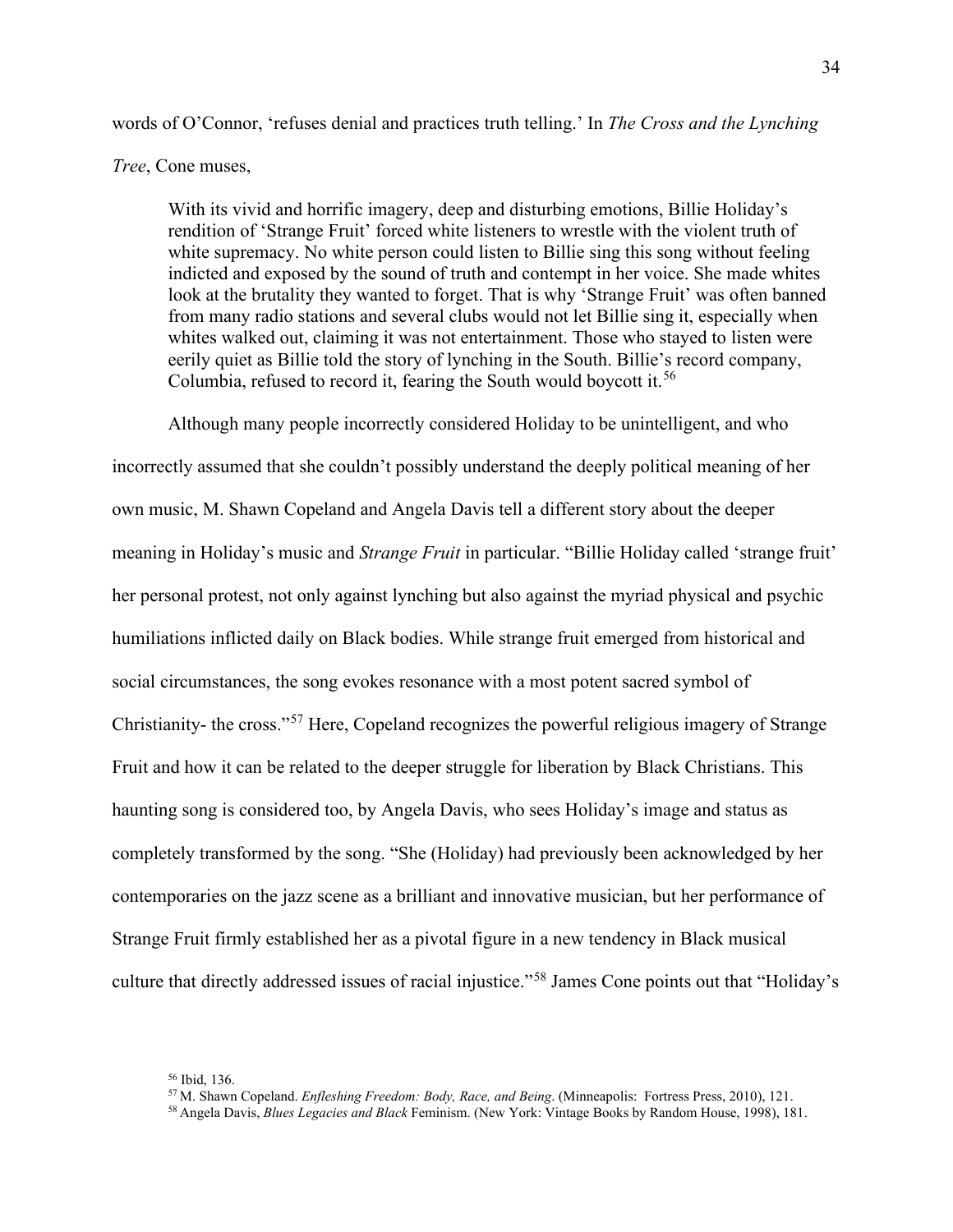words of O'Connor, 'refuses denial and practices truth telling.' In *The Cross and the Lynching Tree*, Cone muses,

> With its vivid and horrific imagery, deep and disturbing emotions, Billie Holiday's rendition of 'Strange Fruit' forced white listeners to wrestle with the violent truth of white supremacy. No white person could listen to Billie sing this song without feeling indicted and exposed by the sound of truth and contempt in her voice. She made whites look at the brutality they wanted to forget. That is why 'Strange Fruit' was often banned from many radio stations and several clubs would not let Billie sing it, especially when whites walked out, claiming it was not entertainment. Those who stayed to listen were eerily quiet as Billie told the story of lynching in the South. Billie's record company, Columbia, refused to record it, fearing the South would boycott it.[56]

Although many people incorrectly considered Holiday to be unintelligent, and who incorrectly assumed that she couldn't possibly understand the deeply political meaning of her own music, M. Shawn Copeland and Angela Davis tell a different story about the deeper meaning in Holiday's music and *Strange Fruit* in particular. "Billie Holiday called 'strange fruit' her personal protest, not only against lynching but also against the myriad physical and psychic humiliations inflicted daily on Black bodies. While strange fruit emerged from historical and social circumstances, the song evokes resonance with a most potent sacred symbol of Christianity- the cross."[57] Here, Copeland recognizes the powerful religious imagery of Strange Fruit and how it can be related to the deeper struggle for liberation by Black Christians. This haunting song is considered too, by Angela Davis, who sees Holiday's image and status as completely transformed by the song. "She (Holiday) had previously been acknowledged by her contemporaries on the jazz scene as a brilliant and innovative musician, but her performance of Strange Fruit firmly established her as a pivotal figure in a new tendency in Black musical culture that directly addressed issues of racial injustice."[58] James Cone points out that "Holiday's

[56] Ibid, 136.

[57] M. Shawn Copeland. *Enfleshing Freedom: Body, Race, and Being*. (Minneapolis: Fortress Press, 2010), 121.

[58] Angela Davis, *Blues Legacies and Black* Feminism. (New York: Vintage Books by Random House, 1998), 181.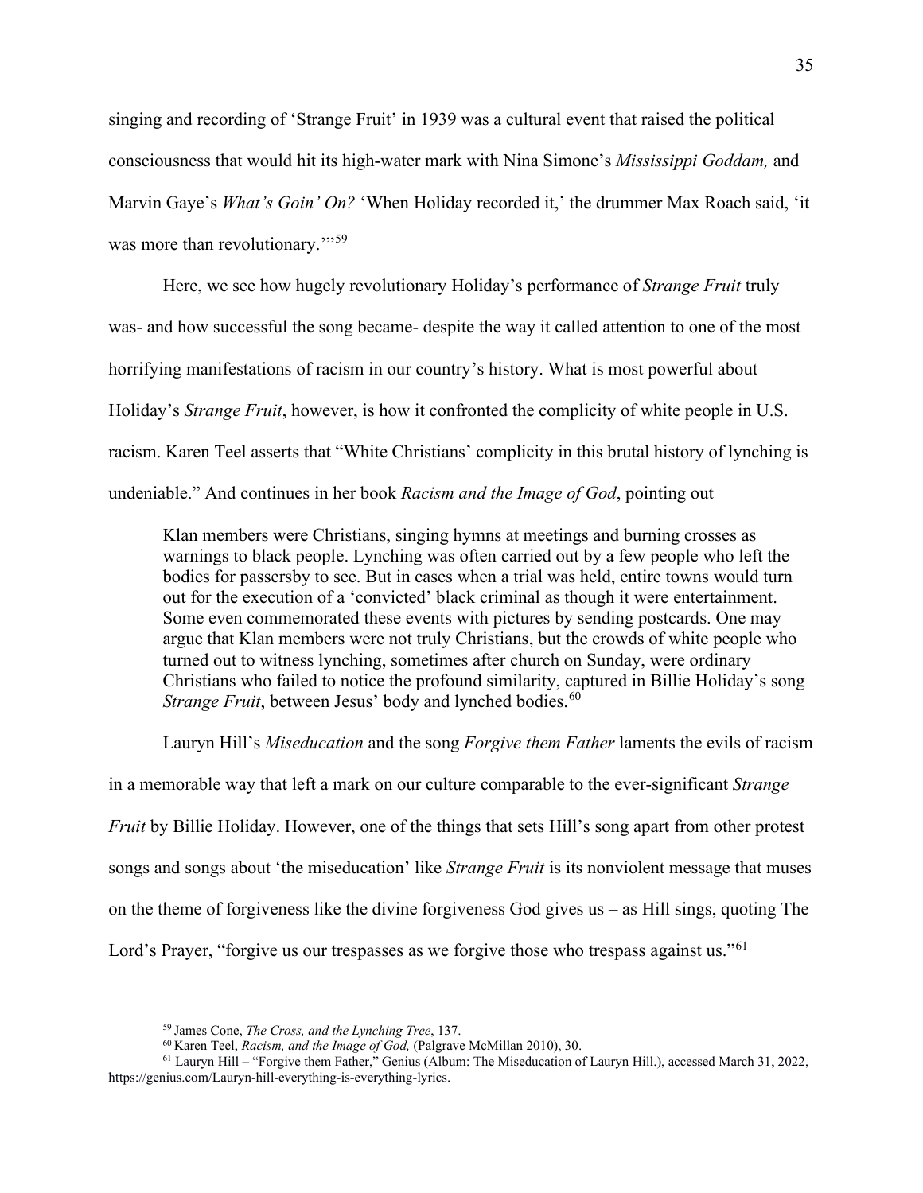singing and recording of 'Strange Fruit' in 1939 was a cultural event that raised the political consciousness that would hit its high-water mark with Nina Simone's *Mississippi Goddam,* and Marvin Gaye's *What's Goin' On?* 'When Holiday recorded it,' the drummer Max Roach said, 'it was more than revolutionary.'"[59]

Here, we see how hugely revolutionary Holiday's performance of *Strange Fruit* truly was- and how successful the song became- despite the way it called attention to one of the most horrifying manifestations of racism in our country's history. What is most powerful about Holiday's *Strange Fruit*, however, is how it confronted the complicity of white people in U.S. racism. Karen Teel asserts that "White Christians' complicity in this brutal history of lynching is undeniable." And continues in her book *Racism and the Image of God*, pointing out

> Klan members were Christians, singing hymns at meetings and burning crosses as warnings to black people. Lynching was often carried out by a few people who left the bodies for passersby to see. But in cases when a trial was held, entire towns would turn out for the execution of a 'convicted' black criminal as though it were entertainment. Some even commemorated these events with pictures by sending postcards. One may argue that Klan members were not truly Christians, but the crowds of white people who turned out to witness lynching, sometimes after church on Sunday, were ordinary Christians who failed to notice the profound similarity, captured in Billie Holiday's song *Strange Fruit*, between Jesus' body and lynched bodies.[60]

Lauryn Hill's *Miseducation* and the song *Forgive them Father* laments the evils of racism in a memorable way that left a mark on our culture comparable to the ever-significant *Strange Fruit* by Billie Holiday. However, one of the things that sets Hill's song apart from other protest songs and songs about 'the miseducation' like *Strange Fruit* is its nonviolent message that muses on the theme of forgiveness like the divine forgiveness God gives us – as Hill sings, quoting The Lord's Prayer, "forgive us our trespasses as we forgive those who trespass against us."[61]

---

[59] James Cone, *The Cross, and the Lynching Tree*, 137.

[60] Karen Teel, *Racism, and the Image of God,* (Palgrave McMillan 2010), 30.

[61] Lauryn Hill – "Forgive them Father," Genius (Album: The Miseducation of Lauryn Hill.), accessed March 31, 2022, https://genius.com/Lauryn-hill-everything-is-everything-lyrics.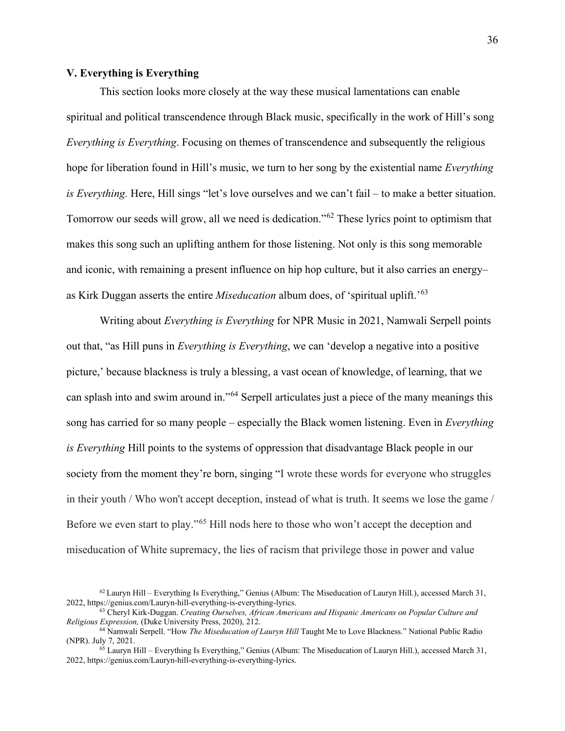### V. Everything is Everything

This section looks more closely at the way these musical lamentations can enable spiritual and political transcendence through Black music, specifically in the work of Hill's song *Everything is Everything*. Focusing on themes of transcendence and subsequently the religious hope for liberation found in Hill's music, we turn to her song by the existential name *Everything is Everything.* Here, Hill sings "let's love ourselves and we can't fail – to make a better situation. Tomorrow our seeds will grow, all we need is dedication."[62] These lyrics point to optimism that makes this song such an uplifting anthem for those listening. Not only is this song memorable and iconic, with remaining a present influence on hip hop culture, but it also carries an energy– as Kirk Duggan asserts the entire *Miseducation* album does, of 'spiritual uplift.'[63]

Writing about *Everything is Everything* for NPR Music in 2021, Namwali Serpell points out that, "as Hill puns in *Everything is Everything*, we can 'develop a negative into a positive picture,' because blackness is truly a blessing, a vast ocean of knowledge, of learning, that we can splash into and swim around in."[64] Serpell articulates just a piece of the many meanings this song has carried for so many people – especially the Black women listening. Even in *Everything is Everything* Hill points to the systems of oppression that disadvantage Black people in our society from the moment they're born, singing "I wrote these words for everyone who struggles in their youth / Who won't accept deception, instead of what is truth. It seems we lose the game / Before we even start to play."[65] Hill nods here to those who won't accept the deception and miseducation of White supremacy, the lies of racism that privilege those in power and value

[62] Lauryn Hill – Everything Is Everything," Genius (Album: The Miseducation of Lauryn Hill.), accessed March 31, 2022, https://genius.com/Lauryn-hill-everything-is-everything-lyrics.

[63] Cheryl Kirk-Duggan. *Creating Ourselves, African Americans and Hispanic Americans on Popular Culture and Religious Expression,* (Duke University Press, 2020), 212.

[64] Namwali Serpell. "How *The Miseducation of Lauryn Hill* Taught Me to Love Blackness." National Public Radio (NPR). July 7, 2021.

[65] Lauryn Hill – Everything Is Everything," Genius (Album: The Miseducation of Lauryn Hill.), accessed March 31, 2022, https://genius.com/Lauryn-hill-everything-is-everything-lyrics.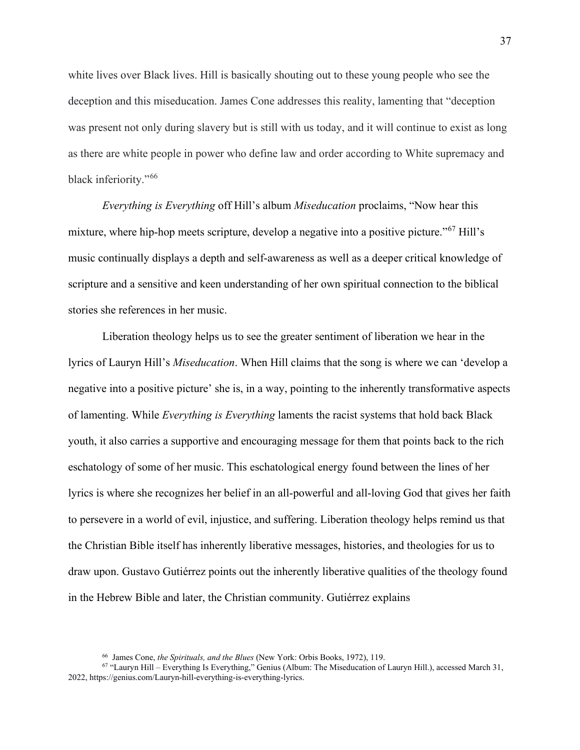white lives over Black lives. Hill is basically shouting out to these young people who see the deception and this miseducation. James Cone addresses this reality, lamenting that "deception was present not only during slavery but is still with us today, and it will continue to exist as long as there are white people in power who define law and order according to White supremacy and black inferiority."[66]

*Everything is Everything* off Hill's album *Miseducation* proclaims, "Now hear this mixture, where hip-hop meets scripture, develop a negative into a positive picture."[67] Hill's music continually displays a depth and self-awareness as well as a deeper critical knowledge of scripture and a sensitive and keen understanding of her own spiritual connection to the biblical stories she references in her music.

Liberation theology helps us to see the greater sentiment of liberation we hear in the lyrics of Lauryn Hill's *Miseducation*. When Hill claims that the song is where we can 'develop a negative into a positive picture' she is, in a way, pointing to the inherently transformative aspects of lamenting. While *Everything is Everything* laments the racist systems that hold back Black youth, it also carries a supportive and encouraging message for them that points back to the rich eschatology of some of her music. This eschatological energy found between the lines of her lyrics is where she recognizes her belief in an all-powerful and all-loving God that gives her faith to persevere in a world of evil, injustice, and suffering. Liberation theology helps remind us that the Christian Bible itself has inherently liberative messages, histories, and theologies for us to draw upon. Gustavo Gutiérrez points out the inherently liberative qualities of the theology found in the Hebrew Bible and later, the Christian community. Gutiérrez explains

[66] James Cone, *the Spirituals, and the Blues* (New York: Orbis Books, 1972), 119.

[67] "Lauryn Hill – Everything Is Everything," Genius (Album: The Miseducation of Lauryn Hill.), accessed March 31, 2022, https://genius.com/Lauryn-hill-everything-is-everything-lyrics.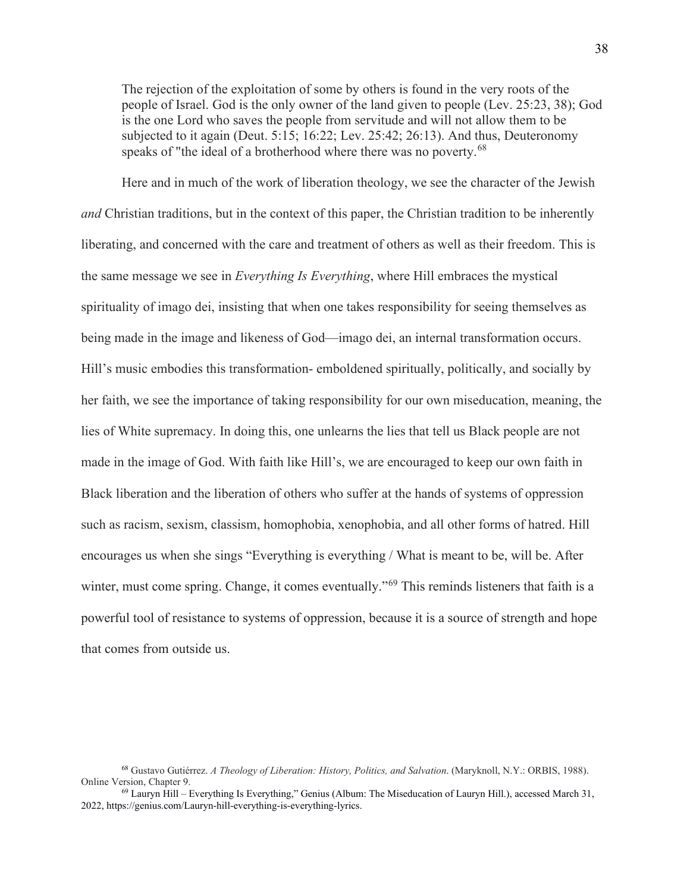> The rejection of the exploitation of some by others is found in the very roots of the people of Israel. God is the only owner of the land given to people (Lev. 25:23, 38); God is the one Lord who saves the people from servitude and will not allow them to be subjected to it again (Deut. 5:15; 16:22; Lev. 25:42; 26:13). And thus, Deuteronomy speaks of "the ideal of a brotherhood where there was no poverty.[68]

Here and in much of the work of liberation theology, we see the character of the Jewish *and* Christian traditions, but in the context of this paper, the Christian tradition to be inherently liberating, and concerned with the care and treatment of others as well as their freedom. This is the same message we see in *Everything Is Everything*, where Hill embraces the mystical spirituality of imago dei, insisting that when one takes responsibility for seeing themselves as being made in the image and likeness of God—imago dei, an internal transformation occurs. Hill's music embodies this transformation- emboldened spiritually, politically, and socially by her faith, we see the importance of taking responsibility for our own miseducation, meaning, the lies of White supremacy. In doing this, one unlearns the lies that tell us Black people are not made in the image of God. With faith like Hill's, we are encouraged to keep our own faith in Black liberation and the liberation of others who suffer at the hands of systems of oppression such as racism, sexism, classism, homophobia, xenophobia, and all other forms of hatred. Hill encourages us when she sings "Everything is everything / What is meant to be, will be. After winter, must come spring. Change, it comes eventually."[69] This reminds listeners that faith is a powerful tool of resistance to systems of oppression, because it is a source of strength and hope that comes from outside us.

---

[68] Gustavo Gutiérrez. *A Theology of Liberation: History, Politics, and Salvation*. (Maryknoll, N.Y.: ORBIS, 1988). Online Version, Chapter 9.

[69] Lauryn Hill – Everything Is Everything," Genius (Album: The Miseducation of Lauryn Hill.), accessed March 31, 2022, https://genius.com/Lauryn-hill-everything-is-everything-lyrics.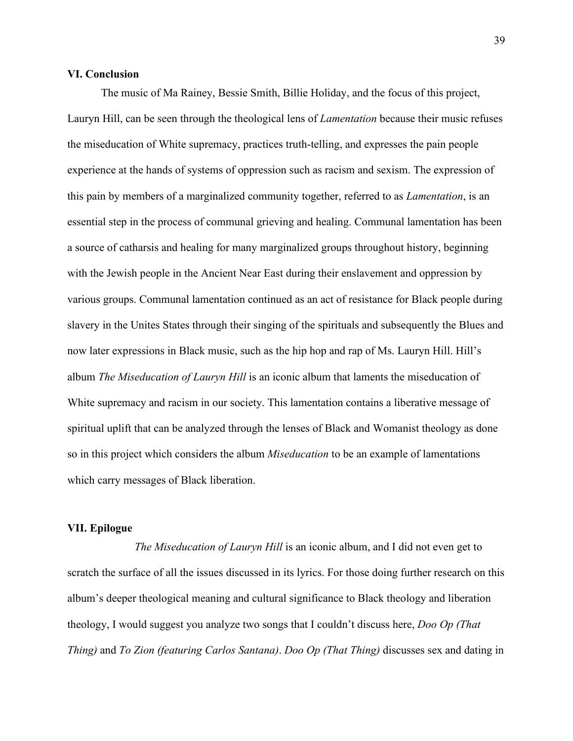### VI. Conclusion

The music of Ma Rainey, Bessie Smith, Billie Holiday, and the focus of this project, Lauryn Hill, can be seen through the theological lens of *Lamentation* because their music refuses the miseducation of White supremacy, practices truth-telling, and expresses the pain people experience at the hands of systems of oppression such as racism and sexism. The expression of this pain by members of a marginalized community together, referred to as *Lamentation*, is an essential step in the process of communal grieving and healing. Communal lamentation has been a source of catharsis and healing for many marginalized groups throughout history, beginning with the Jewish people in the Ancient Near East during their enslavement and oppression by various groups. Communal lamentation continued as an act of resistance for Black people during slavery in the Unites States through their singing of the spirituals and subsequently the Blues and now later expressions in Black music, such as the hip hop and rap of Ms. Lauryn Hill. Hill's album *The Miseducation of Lauryn Hill* is an iconic album that laments the miseducation of White supremacy and racism in our society. This lamentation contains a liberative message of spiritual uplift that can be analyzed through the lenses of Black and Womanist theology as done so in this project which considers the album *Miseducation* to be an example of lamentations which carry messages of Black liberation.

### VII. Epilogue

*The Miseducation of Lauryn Hill* is an iconic album, and I did not even get to scratch the surface of all the issues discussed in its lyrics. For those doing further research on this album's deeper theological meaning and cultural significance to Black theology and liberation theology, I would suggest you analyze two songs that I couldn't discuss here, *Doo Op (That Thing)* and *To Zion (featuring Carlos Santana)*. *Doo Op (That Thing)* discusses sex and dating in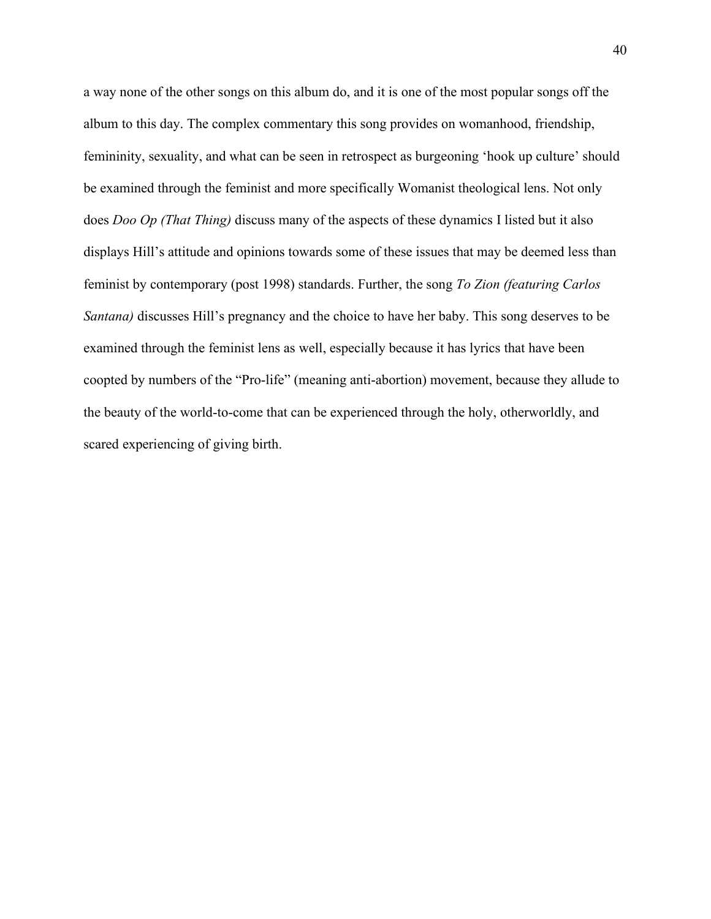a way none of the other songs on this album do, and it is one of the most popular songs off the album to this day. The complex commentary this song provides on womanhood, friendship, femininity, sexuality, and what can be seen in retrospect as burgeoning 'hook up culture' should be examined through the feminist and more specifically Womanist theological lens. Not only does *Doo Op (That Thing)* discuss many of the aspects of these dynamics I listed but it also displays Hill's attitude and opinions towards some of these issues that may be deemed less than feminist by contemporary (post 1998) standards. Further, the song *To Zion (featuring Carlos Santana)* discusses Hill's pregnancy and the choice to have her baby. This song deserves to be examined through the feminist lens as well, especially because it has lyrics that have been coopted by numbers of the "Pro-life" (meaning anti-abortion) movement, because they allude to the beauty of the world-to-come that can be experienced through the holy, otherworldly, and scared experiencing of giving birth.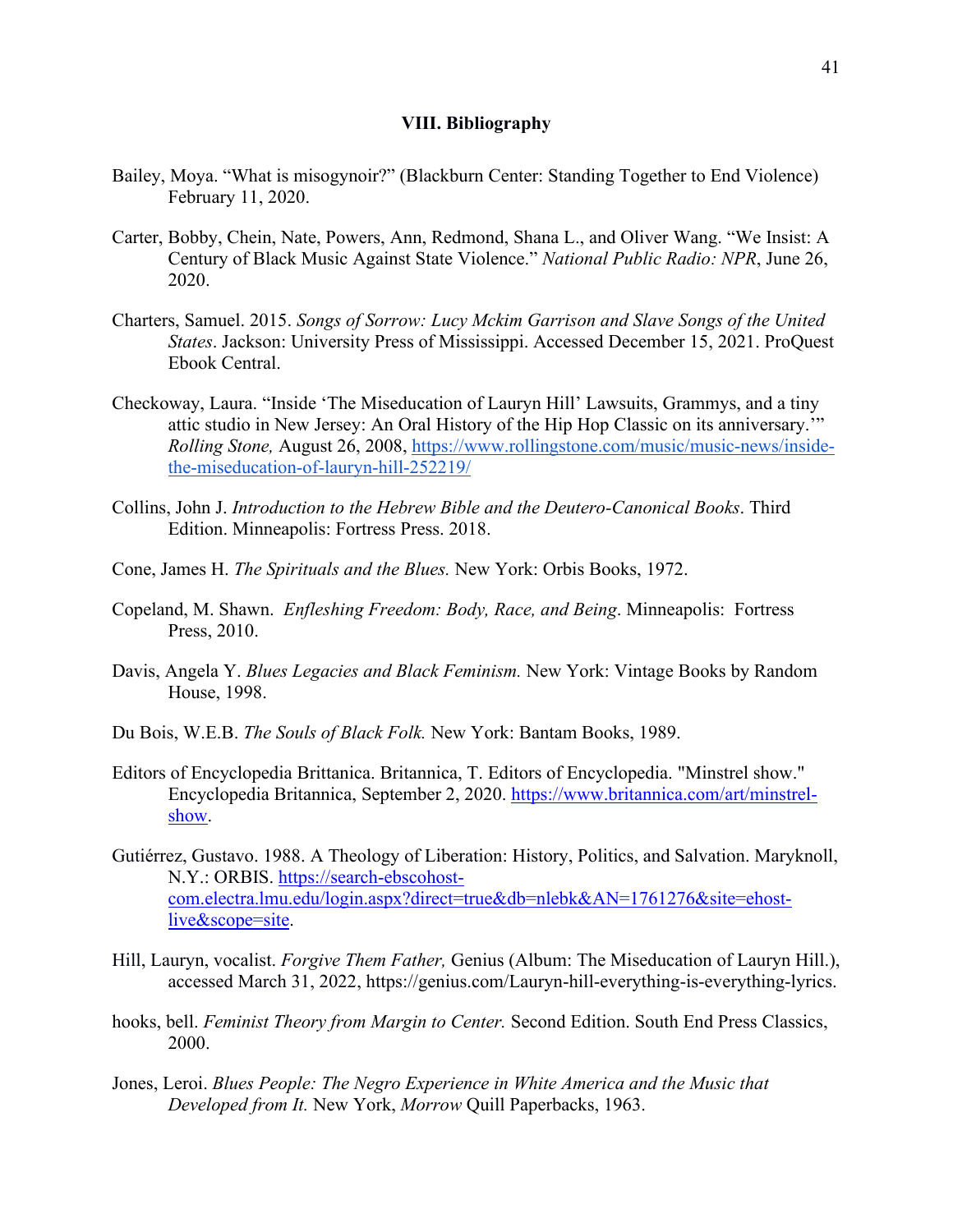## VIII. Bibliography

Bailey, Moya. “What is misogynoir?” (Blackburn Center: Standing Together to End Violence) February 11, 2020.

Carter, Bobby, Chein, Nate, Powers, Ann, Redmond, Shana L., and Oliver Wang. “We Insist: A Century of Black Music Against State Violence.” *National Public Radio: NPR*, June 26, 2020.

Charters, Samuel. 2015. *Songs of Sorrow: Lucy Mckim Garrison and Slave Songs of the United States*. Jackson: University Press of Mississippi. Accessed December 15, 2021. ProQuest Ebook Central.

Checkoway, Laura. “Inside ‘The Miseducation of Lauryn Hill’ Lawsuits, Grammys, and a tiny attic studio in New Jersey: An Oral History of the Hip Hop Classic on its anniversary.’” *Rolling Stone,* August 26, 2008, https://www.rollingstone.com/music/music-news/inside-the-miseducation-of-lauryn-hill-252219/

Collins, John J. *Introduction to the Hebrew Bible and the Deutero-Canonical Books*. Third Edition. Minneapolis: Fortress Press. 2018.

Cone, James H. *The Spirituals and the Blues.* New York: Orbis Books, 1972.

Copeland, M. Shawn. *Enfleshing Freedom: Body, Race, and Being*. Minneapolis: Fortress Press, 2010.

Davis, Angela Y. *Blues Legacies and Black Feminism.* New York: Vintage Books by Random House, 1998.

Du Bois, W.E.B. *The Souls of Black Folk.* New York: Bantam Books, 1989.

Editors of Encyclopedia Brittanica. Britannica, T. Editors of Encyclopedia. "Minstrel show." Encyclopedia Britannica, September 2, 2020. https://www.britannica.com/art/minstrel-show.

Gutiérrez, Gustavo. 1988. A Theology of Liberation: History, Politics, and Salvation. Maryknoll, N.Y.: ORBIS. https://search-ebscohost-com.electra.lmu.edu/login.aspx?direct=true&db=nlebk&AN=1761276&site=ehost-live&scope=site.

Hill, Lauryn, vocalist. *Forgive Them Father,* Genius (Album: The Miseducation of Lauryn Hill.), accessed March 31, 2022, https://genius.com/Lauryn-hill-everything-is-everything-lyrics.

hooks, bell. *Feminist Theory from Margin to Center.* Second Edition. South End Press Classics, 2000.

Jones, Leroi. *Blues People: The Negro Experience in White America and the Music that Developed from It.* New York, *Morrow* Quill Paperbacks, 1963.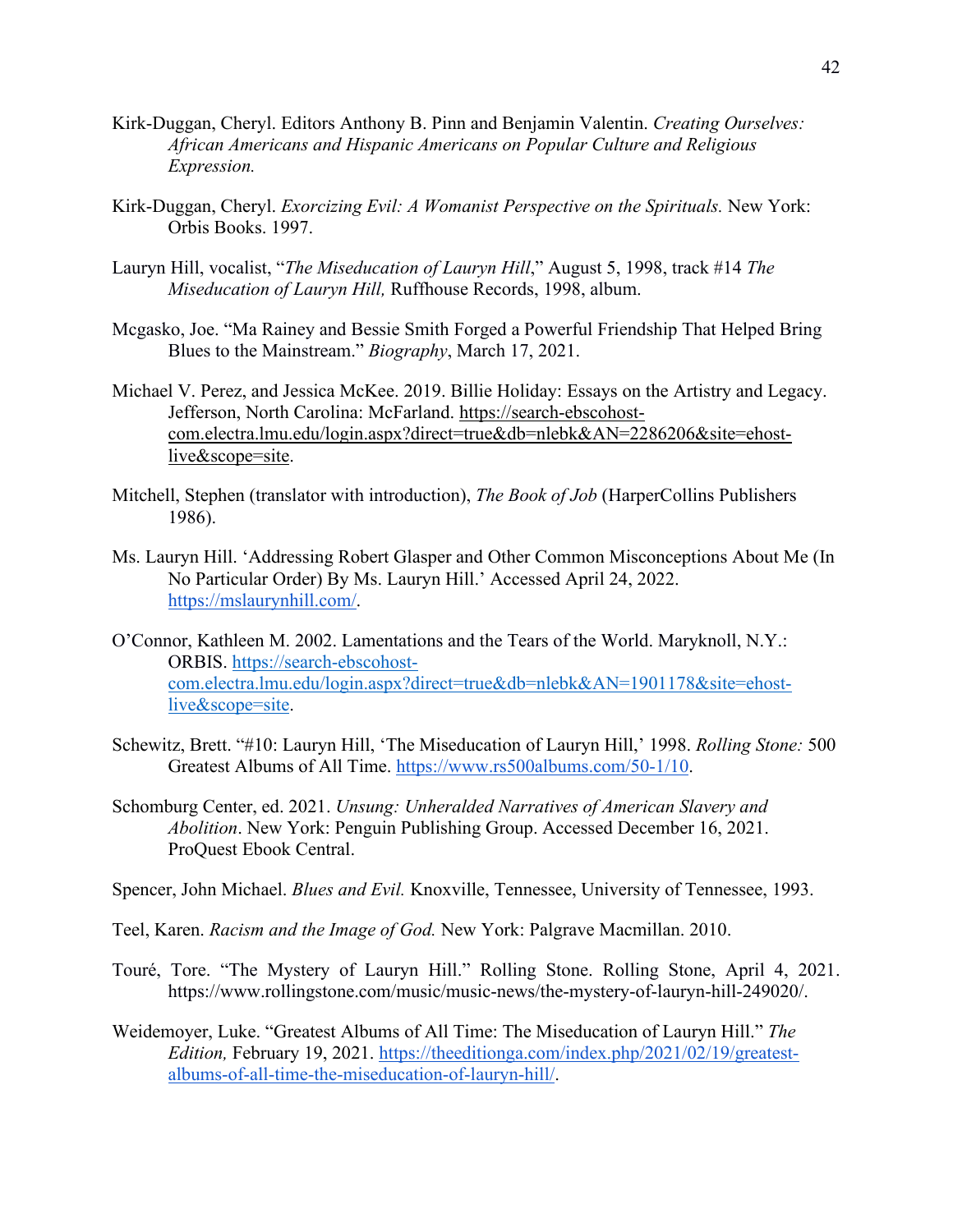Kirk-Duggan, Cheryl. Editors Anthony B. Pinn and Benjamin Valentin. *Creating Ourselves: African Americans and Hispanic Americans on Popular Culture and Religious Expression.*

Kirk-Duggan, Cheryl. *Exorcizing Evil: A Womanist Perspective on the Spirituals.* New York: Orbis Books. 1997.

Lauryn Hill, vocalist, "*The Miseducation of Lauryn Hill*," August 5, 1998, track #14 *The Miseducation of Lauryn Hill,* Ruffhouse Records, 1998, album.

Mcgasko, Joe. "Ma Rainey and Bessie Smith Forged a Powerful Friendship That Helped Bring Blues to the Mainstream." *Biography*, March 17, 2021.

Michael V. Perez, and Jessica McKee. 2019. Billie Holiday: Essays on the Artistry and Legacy. Jefferson, North Carolina: McFarland. https://search-ebscohost-com.electra.lmu.edu/login.aspx?direct=true&db=nlebk&AN=2286206&site=ehost-live&scope=site.

Mitchell, Stephen (translator with introduction), *The Book of Job* (HarperCollins Publishers 1986).

Ms. Lauryn Hill. 'Addressing Robert Glasper and Other Common Misconceptions About Me (In No Particular Order) By Ms. Lauryn Hill.' Accessed April 24, 2022. https://mslaurynhill.com/.

O'Connor, Kathleen M. 2002. Lamentations and the Tears of the World. Maryknoll, N.Y.: ORBIS. https://search-ebscohost-com.electra.lmu.edu/login.aspx?direct=true&db=nlebk&AN=1901178&site=ehost-live&scope=site.

Schewitz, Brett. "#10: Lauryn Hill, 'The Miseducation of Lauryn Hill,' 1998. *Rolling Stone:* 500 Greatest Albums of All Time. https://www.rs500albums.com/50-1/10.

Schomburg Center, ed. 2021. *Unsung: Unheralded Narratives of American Slavery and Abolition*. New York: Penguin Publishing Group. Accessed December 16, 2021. ProQuest Ebook Central.

Spencer, John Michael. *Blues and Evil.* Knoxville, Tennessee, University of Tennessee, 1993.

Teel, Karen. *Racism and the Image of God.* New York: Palgrave Macmillan. 2010.

Touré, Tore. "The Mystery of Lauryn Hill." Rolling Stone. Rolling Stone, April 4, 2021. https://www.rollingstone.com/music/music-news/the-mystery-of-lauryn-hill-249020/.

Weidemoyer, Luke. "Greatest Albums of All Time: The Miseducation of Lauryn Hill." *The Edition,* February 19, 2021. https://theeditionga.com/index.php/2021/02/19/greatest-albums-of-all-time-the-miseducation-of-lauryn-hill/.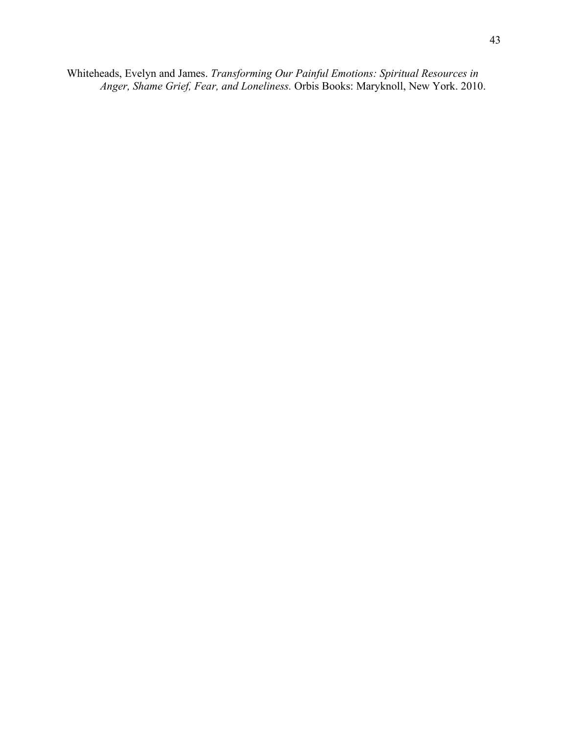Whiteheads, Evelyn and James. *Transforming Our Painful Emotions: Spiritual Resources in Anger, Shame Grief, Fear, and Loneliness.* Orbis Books: Maryknoll, New York. 2010.